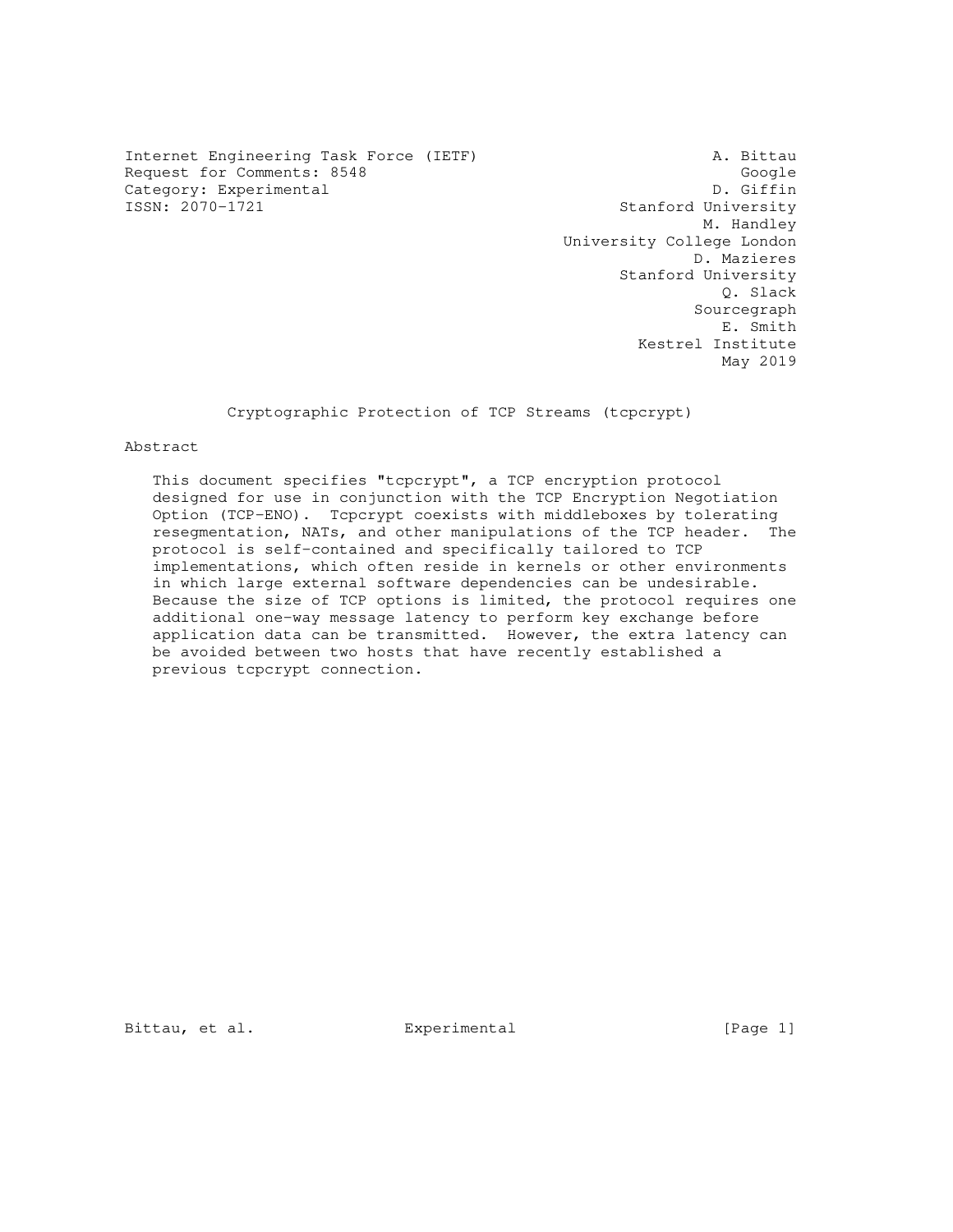Internet Engineering Task Force (IETF) A. Bittau
Request for Comments: 8548 Google
Category: Experimental D. Giffin
ISSN: 2070-1721 Stanford University
M. Handley
University College London
D. Mazieres
Stanford University
Q. Slack
Sourcegraph
E. Smith
Kestrel Institute
May 2019

# Cryptographic Protection of TCP Streams (tcpcrypt)

## Abstract

This document specifies "tcpcrypt", a TCP encryption protocol designed for use in conjunction with the TCP Encryption Negotiation Option (TCP-ENO). Tcpcrypt coexists with middleboxes by tolerating resegmentation, NATs, and other manipulations of the TCP header. The protocol is self-contained and specifically tailored to TCP implementations, which often reside in kernels or other environments in which large external software dependencies can be undesirable. Because the size of TCP options is limited, the protocol requires one additional one-way message latency to perform key exchange before application data can be transmitted. However, the extra latency can be avoided between two hosts that have recently established a previous tcpcrypt connection.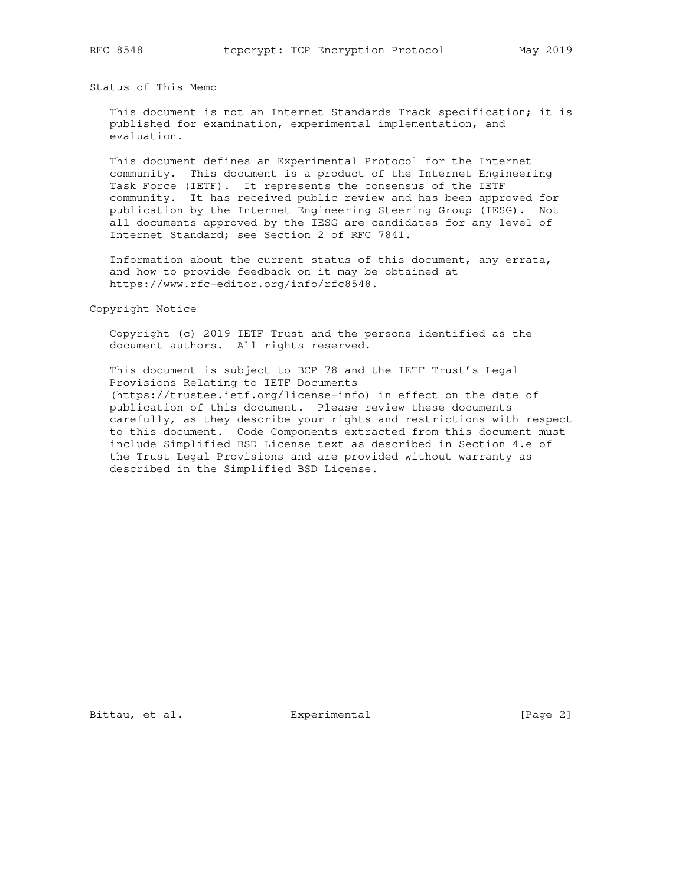## Status of This Memo

This document is not an Internet Standards Track specification; it is published for examination, experimental implementation, and evaluation.

This document defines an Experimental Protocol for the Internet community. This document is a product of the Internet Engineering Task Force (IETF). It represents the consensus of the IETF community. It has received public review and has been approved for publication by the Internet Engineering Steering Group (IESG). Not all documents approved by the IESG are candidates for any level of Internet Standard; see Section 2 of RFC 7841.

Information about the current status of this document, any errata, and how to provide feedback on it may be obtained at https://www.rfc-editor.org/info/rfc8548.

## Copyright Notice

Copyright (c) 2019 IETF Trust and the persons identified as the document authors. All rights reserved.

This document is subject to BCP 78 and the IETF Trust's Legal Provisions Relating to IETF Documents (https://trustee.ietf.org/license-info) in effect on the date of publication of this document. Please review these documents carefully, as they describe your rights and restrictions with respect to this document. Code Components extracted from this document must include Simplified BSD License text as described in Section 4.e of the Trust Legal Provisions and are provided without warranty as described in the Simplified BSD License.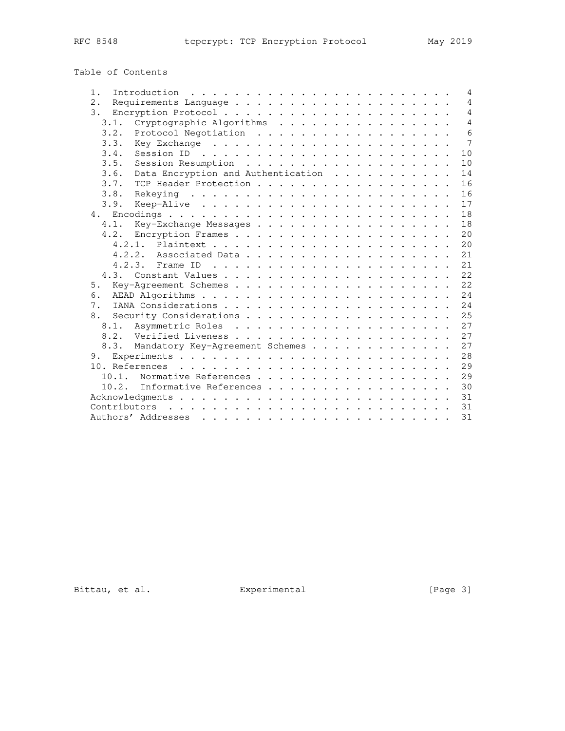# Table of Contents

```
   1.  Introduction  . . . . . . . . . . . . . . . . . . . . . . . .   4
   2.  Requirements Language . . . . . . . . . . . . . . . . . . . .   4
   3.  Encryption Protocol . . . . . . . . . . . . . . . . . . . . .   4
     3.1.  Cryptographic Algorithms  . . . . . . . . . . . . . . . .   4
     3.2.  Protocol Negotiation  . . . . . . . . . . . . . . . . . .   6
     3.3.  Key Exchange  . . . . . . . . . . . . . . . . . . . . . .   7
     3.4.  Session ID  . . . . . . . . . . . . . . . . . . . . . . .  10
     3.5.  Session Resumption  . . . . . . . . . . . . . . . . . . .  10
     3.6.  Data Encryption and Authentication  . . . . . . . . . . .  14
     3.7.  TCP Header Protection . . . . . . . . . . . . . . . . . .  16
     3.8.  Rekeying  . . . . . . . . . . . . . . . . . . . . . . . .  16
     3.9.  Keep-Alive  . . . . . . . . . . . . . . . . . . . . . . .  17
   4.  Encodings . . . . . . . . . . . . . . . . . . . . . . . . . .  18
     4.1.  Key-Exchange Messages . . . . . . . . . . . . . . . . . .  18
     4.2.  Encryption Frames . . . . . . . . . . . . . . . . . . . .  20
       4.2.1.  Plaintext . . . . . . . . . . . . . . . . . . . . . .  20
       4.2.2.  Associated Data . . . . . . . . . . . . . . . . . . .  21
       4.2.3.  Frame ID  . . . . . . . . . . . . . . . . . . . . . .  21
     4.3.  Constant Values . . . . . . . . . . . . . . . . . . . . .  22
   5.  Key-Agreement Schemes . . . . . . . . . . . . . . . . . . . .  22
   6.  AEAD Algorithms . . . . . . . . . . . . . . . . . . . . . . .  24
   7.  IANA Considerations . . . . . . . . . . . . . . . . . . . . .  24
   8.  Security Considerations . . . . . . . . . . . . . . . . . . .  25
     8.1.  Asymmetric Roles  . . . . . . . . . . . . . . . . . . . .  27
     8.2.  Verified Liveness . . . . . . . . . . . . . . . . . . . .  27
     8.3.  Mandatory Key-Agreement Schemes . . . . . . . . . . . . .  27
   9.  Experiments . . . . . . . . . . . . . . . . . . . . . . . . .  28
   10. References  . . . . . . . . . . . . . . . . . . . . . . . . .  29
     10.1.  Normative References . . . . . . . . . . . . . . . . . .  29
     10.2.  Informative References . . . . . . . . . . . . . . . . .  30
   Acknowledgments . . . . . . . . . . . . . . . . . . . . . . . . .  31
   Contributors  . . . . . . . . . . . . . . . . . . . . . . . . . .  31
   Authors' Addresses  . . . . . . . . . . . . . . . . . . . . . . .  31
```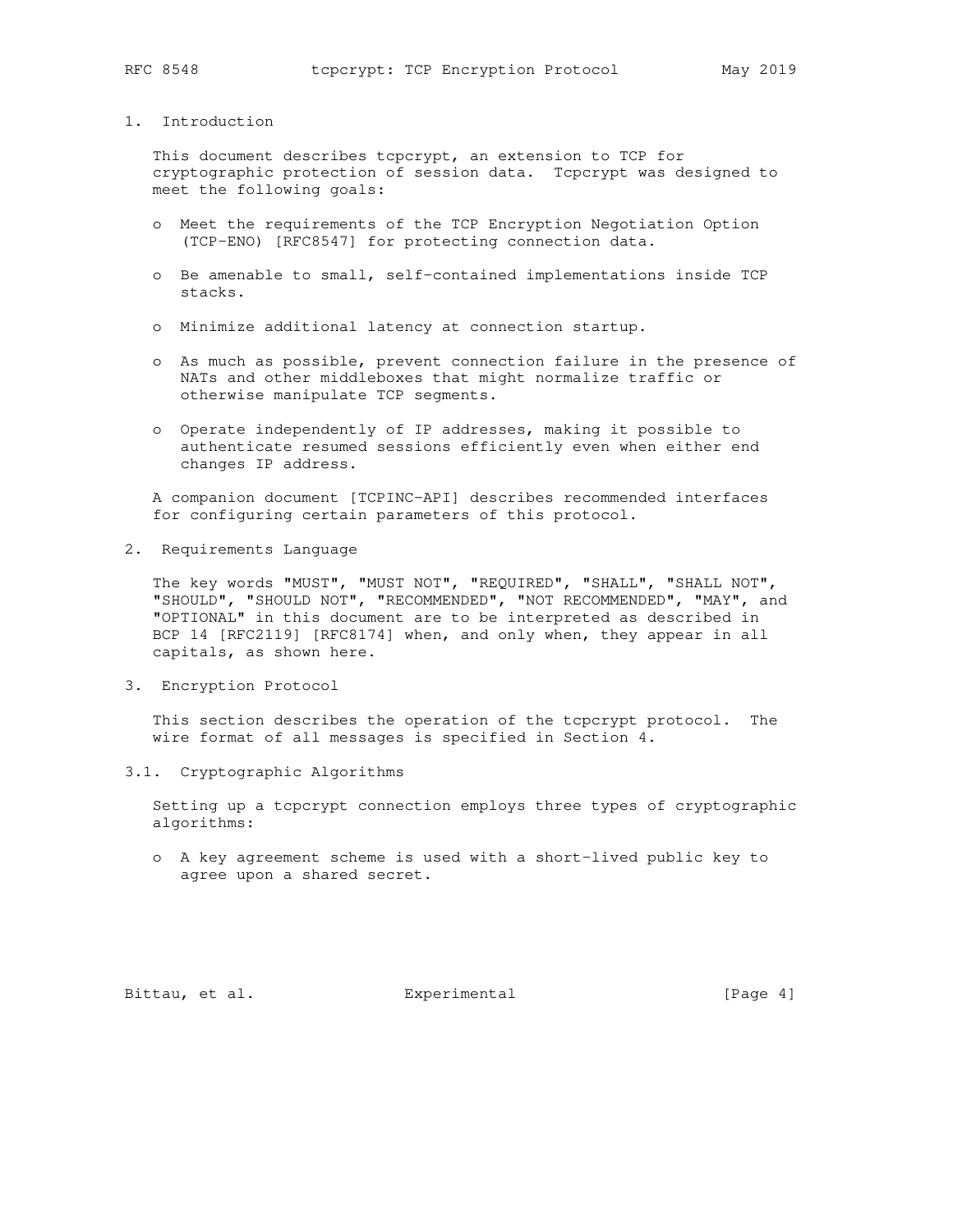# 1. Introduction

This document describes tcpcrypt, an extension to TCP for cryptographic protection of session data. Tcpcrypt was designed to meet the following goals:

- Meet the requirements of the TCP Encryption Negotiation Option (TCP-ENO) [RFC8547] for protecting connection data.
- Be amenable to small, self-contained implementations inside TCP stacks.
- Minimize additional latency at connection startup.
- As much as possible, prevent connection failure in the presence of NATs and other middleboxes that might normalize traffic or otherwise manipulate TCP segments.
- Operate independently of IP addresses, making it possible to authenticate resumed sessions efficiently even when either end changes IP address.

A companion document [TCPINC-API] describes recommended interfaces for configuring certain parameters of this protocol.

# 2. Requirements Language

The key words "MUST", "MUST NOT", "REQUIRED", "SHALL", "SHALL NOT", "SHOULD", "SHOULD NOT", "RECOMMENDED", "NOT RECOMMENDED", "MAY", and "OPTIONAL" in this document are to be interpreted as described in BCP 14 [RFC2119] [RFC8174] when, and only when, they appear in all capitals, as shown here.

# 3. Encryption Protocol

This section describes the operation of the tcpcrypt protocol. The wire format of all messages is specified in Section 4.

## 3.1. Cryptographic Algorithms

Setting up a tcpcrypt connection employs three types of cryptographic algorithms:

- A key agreement scheme is used with a short-lived public key to agree upon a shared secret.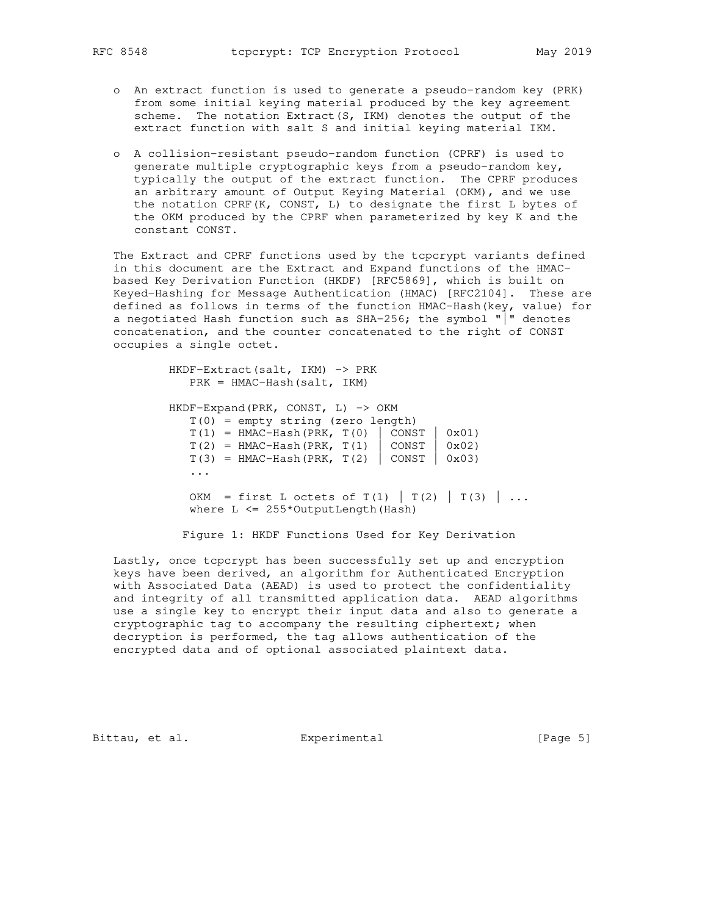- An extract function is used to generate a pseudo-random key (PRK) from some initial keying material produced by the key agreement scheme. The notation Extract(S, IKM) denotes the output of the extract function with salt S and initial keying material IKM.

- A collision-resistant pseudo-random function (CPRF) is used to generate multiple cryptographic keys from a pseudo-random key, typically the output of the extract function. The CPRF produces an arbitrary amount of Output Keying Material (OKM), and we use the notation CPRF(K, CONST, L) to designate the first L bytes of the OKM produced by the CPRF when parameterized by key K and the constant CONST.

The Extract and CPRF functions used by the tcpcrypt variants defined in this document are the Extract and Expand functions of the HMAC-based Key Derivation Function (HKDF) [RFC5869], which is built on Keyed-Hashing for Message Authentication (HMAC) [RFC2104]. These are defined as follows in terms of the function HMAC-Hash(key, value) for a negotiated Hash function such as SHA-256; the symbol "|" denotes concatenation, and the counter concatenated to the right of CONST occupies a single octet.

```
        HKDF-Extract(salt, IKM) -> PRK
           PRK = HMAC-Hash(salt, IKM)

        HKDF-Expand(PRK, CONST, L) -> OKM
           T(0) = empty string (zero length)
           T(1) = HMAC-Hash(PRK, T(0) | CONST | 0x01)
           T(2) = HMAC-Hash(PRK, T(1) | CONST | 0x02)
           T(3) = HMAC-Hash(PRK, T(2) | CONST | 0x03)
           ...

           OKM  = first L octets of T(1) | T(2) | T(3) | ...
           where L <= 255*OutputLength(Hash)
```

Figure 1: HKDF Functions Used for Key Derivation

Lastly, once tcpcrypt has been successfully set up and encryption keys have been derived, an algorithm for Authenticated Encryption with Associated Data (AEAD) is used to protect the confidentiality and integrity of all transmitted application data. AEAD algorithms use a single key to encrypt their input data and also to generate a cryptographic tag to accompany the resulting ciphertext; when decryption is performed, the tag allows authentication of the encrypted data and of optional associated plaintext data.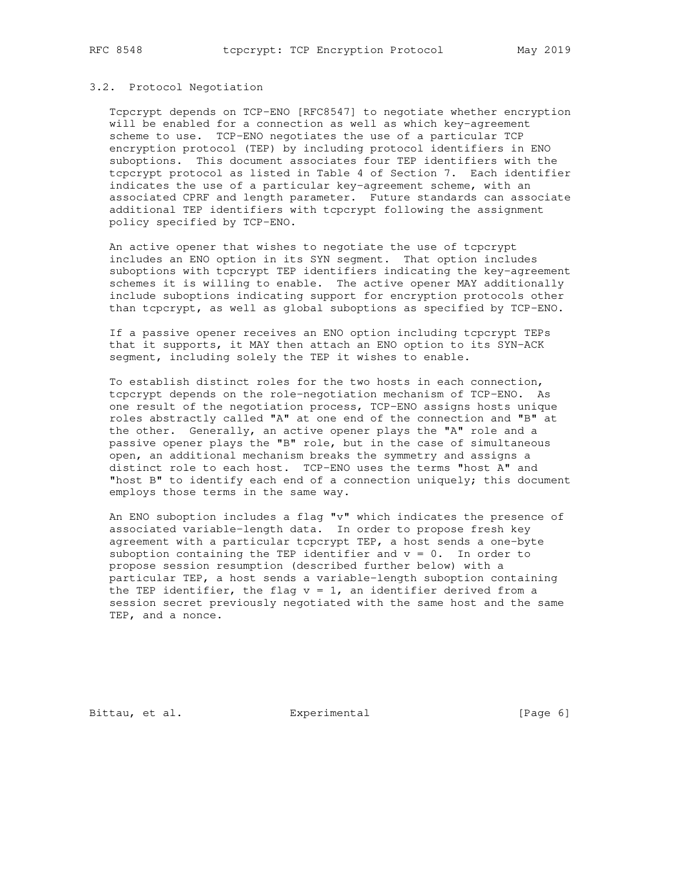### 3.2. Protocol Negotiation

Tcpcrypt depends on TCP-ENO [RFC8547] to negotiate whether encryption will be enabled for a connection as well as which key-agreement scheme to use. TCP-ENO negotiates the use of a particular TCP encryption protocol (TEP) by including protocol identifiers in ENO suboptions. This document associates four TEP identifiers with the tcpcrypt protocol as listed in Table 4 of Section 7. Each identifier indicates the use of a particular key-agreement scheme, with an associated CPRF and length parameter. Future standards can associate additional TEP identifiers with tcpcrypt following the assignment policy specified by TCP-ENO.

An active opener that wishes to negotiate the use of tcpcrypt includes an ENO option in its SYN segment. That option includes suboptions with tcpcrypt TEP identifiers indicating the key-agreement schemes it is willing to enable. The active opener MAY additionally include suboptions indicating support for encryption protocols other than tcpcrypt, as well as global suboptions as specified by TCP-ENO.

If a passive opener receives an ENO option including tcpcrypt TEPs that it supports, it MAY then attach an ENO option to its SYN-ACK segment, including solely the TEP it wishes to enable.

To establish distinct roles for the two hosts in each connection, tcpcrypt depends on the role-negotiation mechanism of TCP-ENO. As one result of the negotiation process, TCP-ENO assigns hosts unique roles abstractly called "A" at one end of the connection and "B" at the other. Generally, an active opener plays the "A" role and a passive opener plays the "B" role, but in the case of simultaneous open, an additional mechanism breaks the symmetry and assigns a distinct role to each host. TCP-ENO uses the terms "host A" and "host B" to identify each end of a connection uniquely; this document employs those terms in the same way.

An ENO suboption includes a flag "v" which indicates the presence of associated variable-length data. In order to propose fresh key agreement with a particular tcpcrypt TEP, a host sends a one-byte suboption containing the TEP identifier and v = 0. In order to propose session resumption (described further below) with a particular TEP, a host sends a variable-length suboption containing the TEP identifier, the flag v = 1, an identifier derived from a session secret previously negotiated with the same host and the same TEP, and a nonce.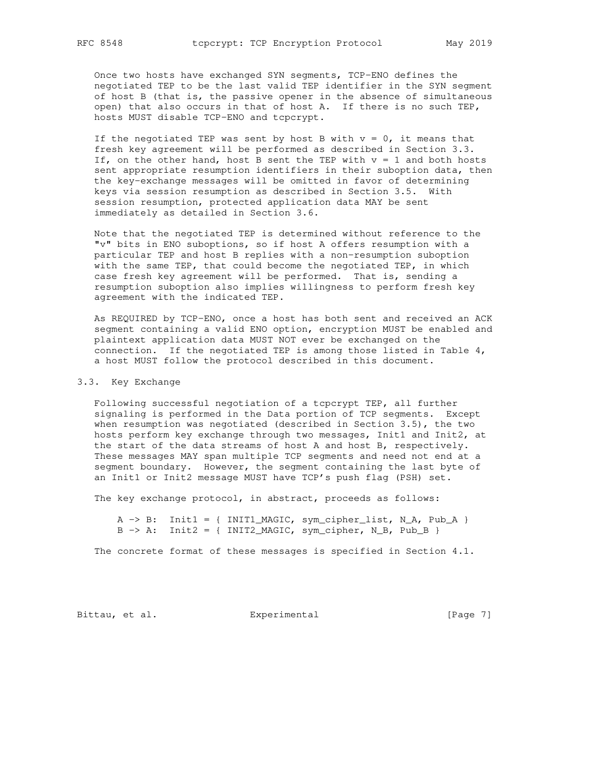Once two hosts have exchanged SYN segments, TCP-ENO defines the negotiated TEP to be the last valid TEP identifier in the SYN segment of host B (that is, the passive opener in the absence of simultaneous open) that also occurs in that of host A. If there is no such TEP, hosts MUST disable TCP-ENO and tcpcrypt.

If the negotiated TEP was sent by host B with v = 0, it means that fresh key agreement will be performed as described in Section 3.3. If, on the other hand, host B sent the TEP with v = 1 and both hosts sent appropriate resumption identifiers in their suboption data, then the key-exchange messages will be omitted in favor of determining keys via session resumption as described in Section 3.5. With session resumption, protected application data MAY be sent immediately as detailed in Section 3.6.

Note that the negotiated TEP is determined without reference to the "v" bits in ENO suboptions, so if host A offers resumption with a particular TEP and host B replies with a non-resumption suboption with the same TEP, that could become the negotiated TEP, in which case fresh key agreement will be performed. That is, sending a resumption suboption also implies willingness to perform fresh key agreement with the indicated TEP.

As REQUIRED by TCP-ENO, once a host has both sent and received an ACK segment containing a valid ENO option, encryption MUST be enabled and plaintext application data MUST NOT ever be exchanged on the connection. If the negotiated TEP is among those listed in Table 4, a host MUST follow the protocol described in this document.

## 3.3. Key Exchange

Following successful negotiation of a tcpcrypt TEP, all further signaling is performed in the Data portion of TCP segments. Except when resumption was negotiated (described in Section 3.5), the two hosts perform key exchange through two messages, Init1 and Init2, at the start of the data streams of host A and host B, respectively. These messages MAY span multiple TCP segments and need not end at a segment boundary. However, the segment containing the last byte of an Init1 or Init2 message MUST have TCP's push flag (PSH) set.

The key exchange protocol, in abstract, proceeds as follows:

```
A -> B:  Init1 = { INIT1_MAGIC, sym_cipher_list, N_A, Pub_A }
B -> A:  Init2 = { INIT2_MAGIC, sym_cipher, N_B, Pub_B }
```

The concrete format of these messages is specified in Section 4.1.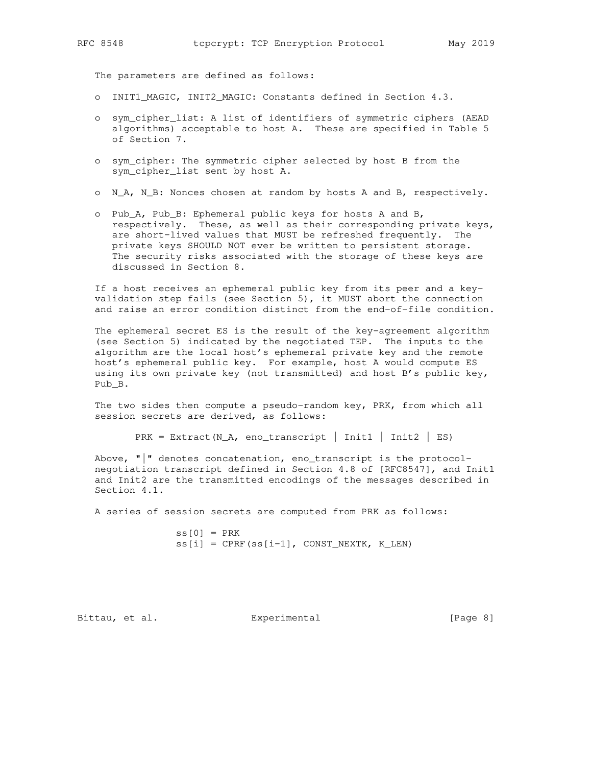The parameters are defined as follows:

- INIT1_MAGIC, INIT2_MAGIC: Constants defined in Section 4.3.
- sym_cipher_list: A list of identifiers of symmetric ciphers (AEAD algorithms) acceptable to host A. These are specified in Table 5 of Section 7.
- sym_cipher: The symmetric cipher selected by host B from the sym_cipher_list sent by host A.
- N_A, N_B: Nonces chosen at random by hosts A and B, respectively.
- Pub_A, Pub_B: Ephemeral public keys for hosts A and B, respectively. These, as well as their corresponding private keys, are short-lived values that MUST be refreshed frequently. The private keys SHOULD NOT ever be written to persistent storage. The security risks associated with the storage of these keys are discussed in Section 8.

If a host receives an ephemeral public key from its peer and a key-validation step fails (see Section 5), it MUST abort the connection and raise an error condition distinct from the end-of-file condition.

The ephemeral secret ES is the result of the key-agreement algorithm (see Section 5) indicated by the negotiated TEP. The inputs to the algorithm are the local host's ephemeral private key and the remote host's ephemeral public key. For example, host A would compute ES using its own private key (not transmitted) and host B's public key, Pub_B.

The two sides then compute a pseudo-random key, PRK, from which all session secrets are derived, as follows:

```
PRK = Extract(N_A, eno_transcript | Init1 | Init2 | ES)
```

Above, "|" denotes concatenation, eno_transcript is the protocol-negotiation transcript defined in Section 4.8 of [RFC8547], and Init1 and Init2 are the transmitted encodings of the messages described in Section 4.1.

A series of session secrets are computed from PRK as follows:

```
ss[0] = PRK
ss[i] = CPRF(ss[i-1], CONST_NEXTK, K_LEN)
```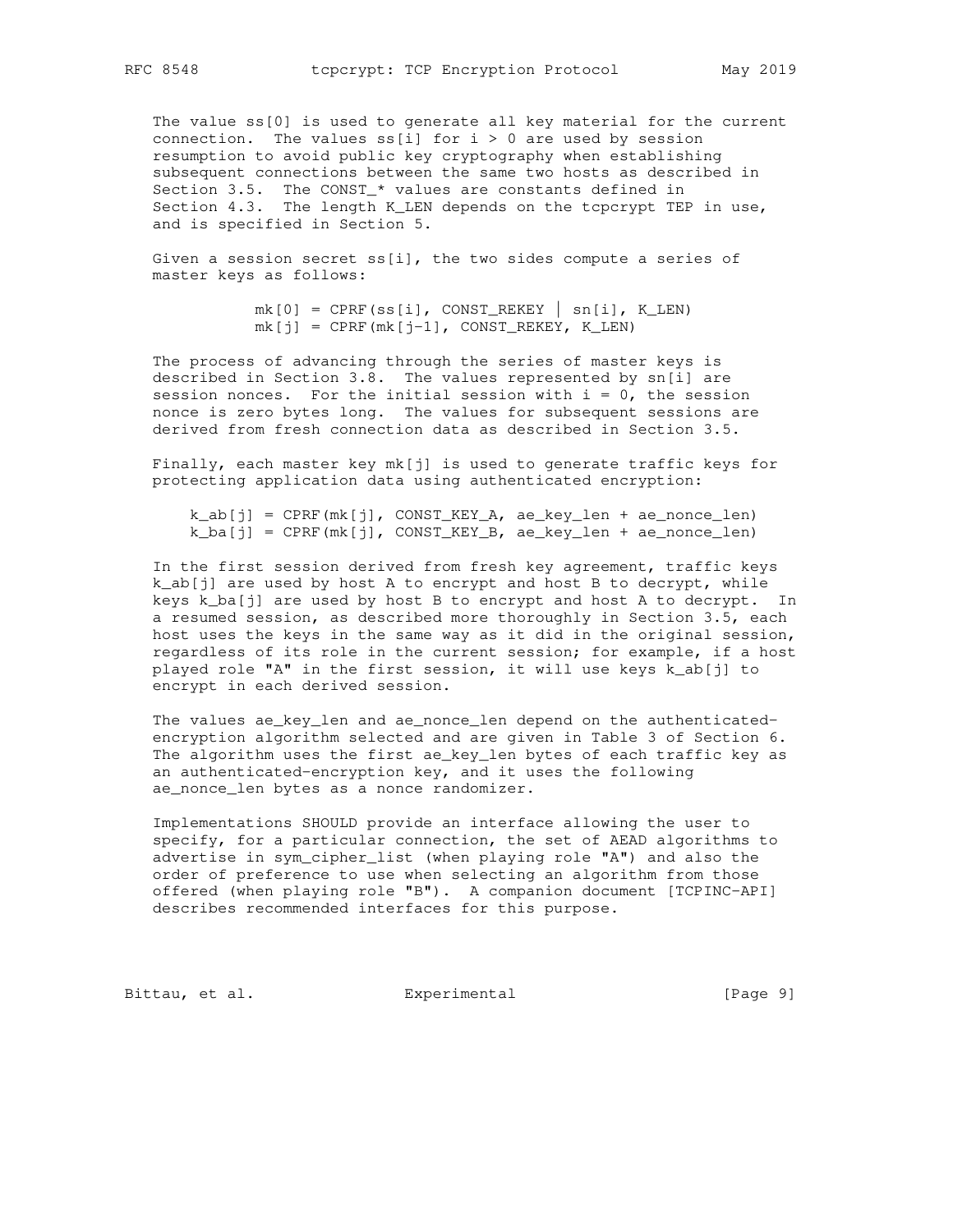The value ss[0] is used to generate all key material for the current connection. The values ss[i] for i > 0 are used by session resumption to avoid public key cryptography when establishing subsequent connections between the same two hosts as described in Section 3.5. The CONST_* values are constants defined in Section 4.3. The length K_LEN depends on the tcpcrypt TEP in use, and is specified in Section 5.

Given a session secret ss[i], the two sides compute a series of master keys as follows:

```
mk[0] = CPRF(ss[i], CONST_REKEY | sn[i], K_LEN)
mk[j] = CPRF(mk[j-1], CONST_REKEY, K_LEN)
```

The process of advancing through the series of master keys is described in Section 3.8. The values represented by sn[i] are session nonces. For the initial session with i = 0, the session nonce is zero bytes long. The values for subsequent sessions are derived from fresh connection data as described in Section 3.5.

Finally, each master key mk[j] is used to generate traffic keys for protecting application data using authenticated encryption:

```
k_ab[j] = CPRF(mk[j], CONST_KEY_A, ae_key_len + ae_nonce_len)
k_ba[j] = CPRF(mk[j], CONST_KEY_B, ae_key_len + ae_nonce_len)
```

In the first session derived from fresh key agreement, traffic keys k_ab[j] are used by host A to encrypt and host B to decrypt, while keys k_ba[j] are used by host B to encrypt and host A to decrypt. In a resumed session, as described more thoroughly in Section 3.5, each host uses the keys in the same way as it did in the original session, regardless of its role in the current session; for example, if a host played role "A" in the first session, it will use keys k_ab[j] to encrypt in each derived session.

The values ae_key_len and ae_nonce_len depend on the authenticated-encryption algorithm selected and are given in Table 3 of Section 6. The algorithm uses the first ae_key_len bytes of each traffic key as an authenticated-encryption key, and it uses the following ae_nonce_len bytes as a nonce randomizer.

Implementations SHOULD provide an interface allowing the user to specify, for a particular connection, the set of AEAD algorithms to advertise in sym_cipher_list (when playing role "A") and also the order of preference to use when selecting an algorithm from those offered (when playing role "B"). A companion document [TCPINC-API] describes recommended interfaces for this purpose.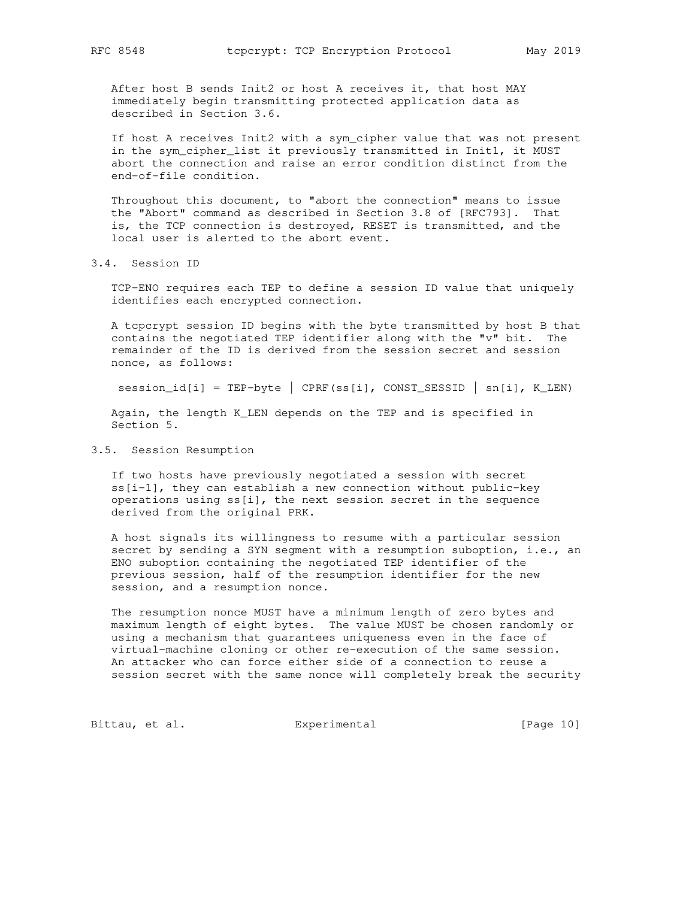After host B sends Init2 or host A receives it, that host MAY immediately begin transmitting protected application data as described in Section 3.6.

If host A receives Init2 with a sym_cipher value that was not present in the sym_cipher_list it previously transmitted in Init1, it MUST abort the connection and raise an error condition distinct from the end-of-file condition.

Throughout this document, to "abort the connection" means to issue the "Abort" command as described in Section 3.8 of [RFC793]. That is, the TCP connection is destroyed, RESET is transmitted, and the local user is alerted to the abort event.

## 3.4. Session ID

TCP-ENO requires each TEP to define a session ID value that uniquely identifies each encrypted connection.

A tcpcrypt session ID begins with the byte transmitted by host B that contains the negotiated TEP identifier along with the "v" bit. The remainder of the ID is derived from the session secret and session nonce, as follows:

```
session_id[i] = TEP-byte | CPRF(ss[i], CONST_SESSID | sn[i], K_LEN)
```

Again, the length K_LEN depends on the TEP and is specified in Section 5.

## 3.5. Session Resumption

If two hosts have previously negotiated a session with secret ss[i-1], they can establish a new connection without public-key operations using ss[i], the next session secret in the sequence derived from the original PRK.

A host signals its willingness to resume with a particular session secret by sending a SYN segment with a resumption suboption, i.e., an ENO suboption containing the negotiated TEP identifier of the previous session, half of the resumption identifier for the new session, and a resumption nonce.

The resumption nonce MUST have a minimum length of zero bytes and maximum length of eight bytes. The value MUST be chosen randomly or using a mechanism that guarantees uniqueness even in the face of virtual-machine cloning or other re-execution of the same session. An attacker who can force either side of a connection to reuse a session secret with the same nonce will completely break the security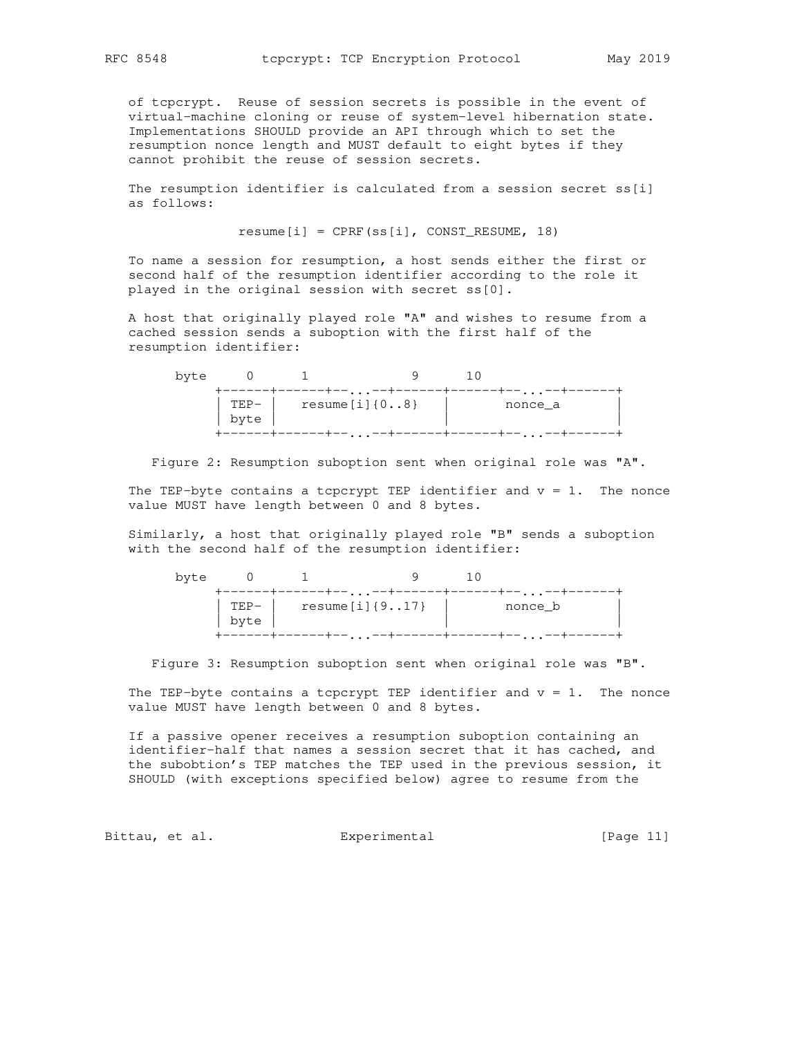of tcpcrypt. Reuse of session secrets is possible in the event of virtual-machine cloning or reuse of system-level hibernation state. Implementations SHOULD provide an API through which to set the resumption nonce length and MUST default to eight bytes if they cannot prohibit the reuse of session secrets.

The resumption identifier is calculated from a session secret ss[i] as follows:

```
            resume[i] = CPRF(ss[i], CONST_RESUME, 18)
```

To name a session for resumption, a host sends either the first or second half of the resumption identifier according to the role it played in the original session with secret ss[0].

A host that originally played role "A" and wishes to resume from a cached session sends a suboption with the first half of the resumption identifier:

```
   byte     0      1             9      10
        +------+------+--...--+------+------+--...--+------+
        | TEP- |   resume[i]{0..8}   |        nonce_a       |
        | byte |                     |                      |
        +------+------+--...--+------+------+--...--+------+
```

Figure 2: Resumption suboption sent when original role was "A".

The TEP-byte contains a tcpcrypt TEP identifier and v = 1. The nonce value MUST have length between 0 and 8 bytes.

Similarly, a host that originally played role "B" sends a suboption with the second half of the resumption identifier:

```
   byte     0      1             9      10
        +------+------+--...--+------+------+--...--+------+
        | TEP- |   resume[i]{9..17}  |        nonce_b       |
        | byte |                     |                      |
        +------+------+--...--+------+------+--...--+------+
```

Figure 3: Resumption suboption sent when original role was "B".

The TEP-byte contains a tcpcrypt TEP identifier and v = 1. The nonce value MUST have length between 0 and 8 bytes.

If a passive opener receives a resumption suboption containing an identifier-half that names a session secret that it has cached, and the subobtion's TEP matches the TEP used in the previous session, it SHOULD (with exceptions specified below) agree to resume from the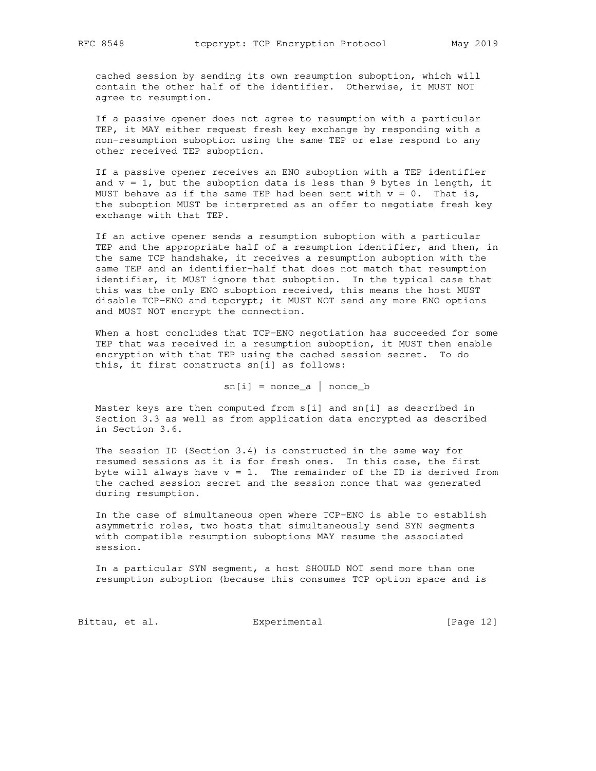cached session by sending its own resumption suboption, which will contain the other half of the identifier. Otherwise, it MUST NOT agree to resumption.

If a passive opener does not agree to resumption with a particular TEP, it MAY either request fresh key exchange by responding with a non-resumption suboption using the same TEP or else respond to any other received TEP suboption.

If a passive opener receives an ENO suboption with a TEP identifier and $v = 1$, but the suboption data is less than 9 bytes in length, it MUST behave as if the same TEP had been sent with $v = 0$. That is, the suboption MUST be interpreted as an offer to negotiate fresh key exchange with that TEP.

If an active opener sends a resumption suboption with a particular TEP and the appropriate half of a resumption identifier, and then, in the same TCP handshake, it receives a resumption suboption with the same TEP and an identifier-half that does not match that resumption identifier, it MUST ignore that suboption. In the typical case that this was the only ENO suboption received, this means the host MUST disable TCP-ENO and tcpcrypt; it MUST NOT send any more ENO options and MUST NOT encrypt the connection.

When a host concludes that TCP-ENO negotiation has succeeded for some TEP that was received in a resumption suboption, it MUST then enable encryption with that TEP using the cached session secret. To do this, it first constructs sn[i] as follows:

```
sn[i] = nonce_a | nonce_b
```

Master keys are then computed from s[i] and sn[i] as described in Section 3.3 as well as from application data encrypted as described in Section 3.6.

The session ID (Section 3.4) is constructed in the same way for resumed sessions as it is for fresh ones. In this case, the first byte will always have $v = 1$. The remainder of the ID is derived from the cached session secret and the session nonce that was generated during resumption.

In the case of simultaneous open where TCP-ENO is able to establish asymmetric roles, two hosts that simultaneously send SYN segments with compatible resumption suboptions MAY resume the associated session.

In a particular SYN segment, a host SHOULD NOT send more than one resumption suboption (because this consumes TCP option space and is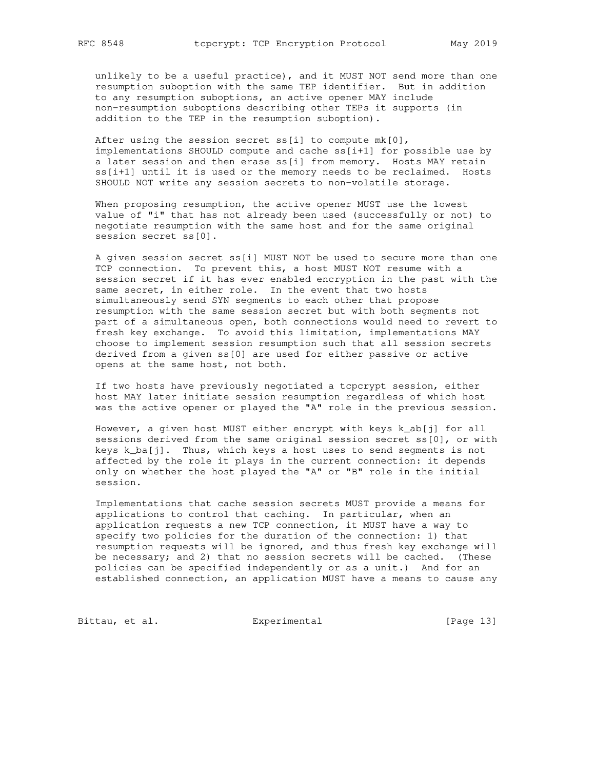unlikely to be a useful practice), and it MUST NOT send more than one resumption suboption with the same TEP identifier. But in addition to any resumption suboptions, an active opener MAY include non-resumption suboptions describing other TEPs it supports (in addition to the TEP in the resumption suboption).

After using the session secret $ss[i]$ to compute $mk[0]$, implementations SHOULD compute and cache $ss[i+1]$ for possible use by a later session and then erase $ss[i]$ from memory. Hosts MAY retain $ss[i+1]$ until it is used or the memory needs to be reclaimed. Hosts SHOULD NOT write any session secrets to non-volatile storage.

When proposing resumption, the active opener MUST use the lowest value of "i" that has not already been used (successfully or not) to negotiate resumption with the same host and for the same original session secret $ss[0]$.

A given session secret $ss[i]$ MUST NOT be used to secure more than one TCP connection. To prevent this, a host MUST NOT resume with a session secret if it has ever enabled encryption in the past with the same secret, in either role. In the event that two hosts simultaneously send SYN segments to each other that propose resumption with the same session secret but with both segments not part of a simultaneous open, both connections would need to revert to fresh key exchange. To avoid this limitation, implementations MAY choose to implement session resumption such that all session secrets derived from a given $ss[0]$ are used for either passive or active opens at the same host, not both.

If two hosts have previously negotiated a tcpcrypt session, either host MAY later initiate session resumption regardless of which host was the active opener or played the "A" role in the previous session.

However, a given host MUST either encrypt with keys $k\_ab[j]$ for all sessions derived from the same original session secret $ss[0]$, or with keys $k\_ba[j]$. Thus, which keys a host uses to send segments is not affected by the role it plays in the current connection: it depends only on whether the host played the "A" or "B" role in the initial session.

Implementations that cache session secrets MUST provide a means for applications to control that caching. In particular, when an application requests a new TCP connection, it MUST have a way to specify two policies for the duration of the connection: 1) that resumption requests will be ignored, and thus fresh key exchange will be necessary; and 2) that no session secrets will be cached. (These policies can be specified independently or as a unit.) And for an established connection, an application MUST have a means to cause any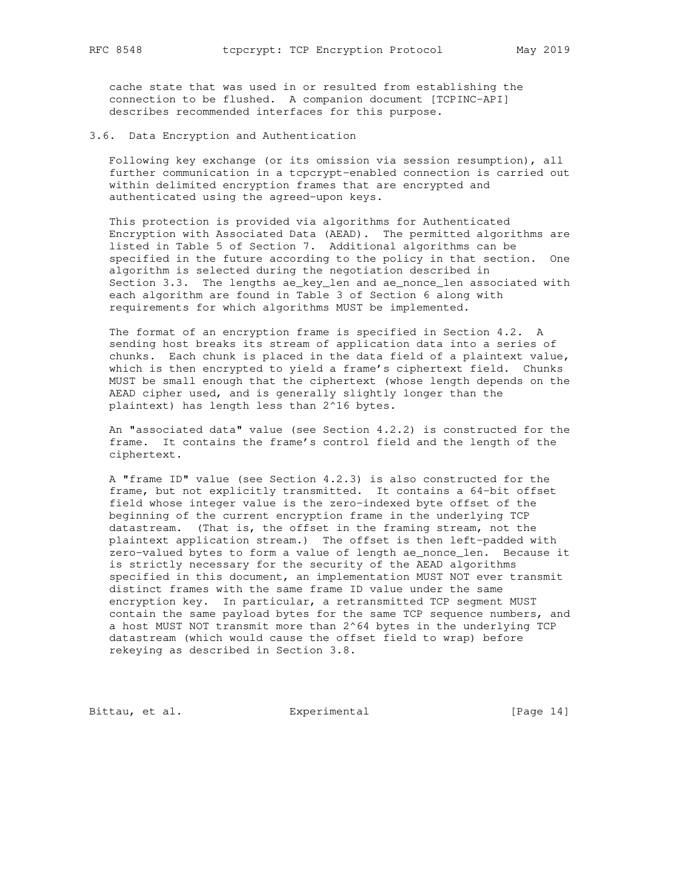cache state that was used in or resulted from establishing the connection to be flushed. A companion document [TCPINC-API] describes recommended interfaces for this purpose.

### 3.6. Data Encryption and Authentication

Following key exchange (or its omission via session resumption), all further communication in a tcpcrypt-enabled connection is carried out within delimited encryption frames that are encrypted and authenticated using the agreed-upon keys.

This protection is provided via algorithms for Authenticated Encryption with Associated Data (AEAD). The permitted algorithms are listed in Table 5 of Section 7. Additional algorithms can be specified in the future according to the policy in that section. One algorithm is selected during the negotiation described in Section 3.3. The lengths ae_key_len and ae_nonce_len associated with each algorithm are found in Table 3 of Section 6 along with requirements for which algorithms MUST be implemented.

The format of an encryption frame is specified in Section 4.2. A sending host breaks its stream of application data into a series of chunks. Each chunk is placed in the data field of a plaintext value, which is then encrypted to yield a frame's ciphertext field. Chunks MUST be small enough that the ciphertext (whose length depends on the AEAD cipher used, and is generally slightly longer than the plaintext) has length less than $2^{16}$ bytes.

An "associated data" value (see Section 4.2.2) is constructed for the frame. It contains the frame's control field and the length of the ciphertext.

A "frame ID" value (see Section 4.2.3) is also constructed for the frame, but not explicitly transmitted. It contains a 64-bit offset field whose integer value is the zero-indexed byte offset of the beginning of the current encryption frame in the underlying TCP datastream. (That is, the offset in the framing stream, not the plaintext application stream.) The offset is then left-padded with zero-valued bytes to form a value of length ae_nonce_len. Because it is strictly necessary for the security of the AEAD algorithms specified in this document, an implementation MUST NOT ever transmit distinct frames with the same frame ID value under the same encryption key. In particular, a retransmitted TCP segment MUST contain the same payload bytes for the same TCP sequence numbers, and a host MUST NOT transmit more than $2^{64}$ bytes in the underlying TCP datastream (which would cause the offset field to wrap) before rekeying as described in Section 3.8.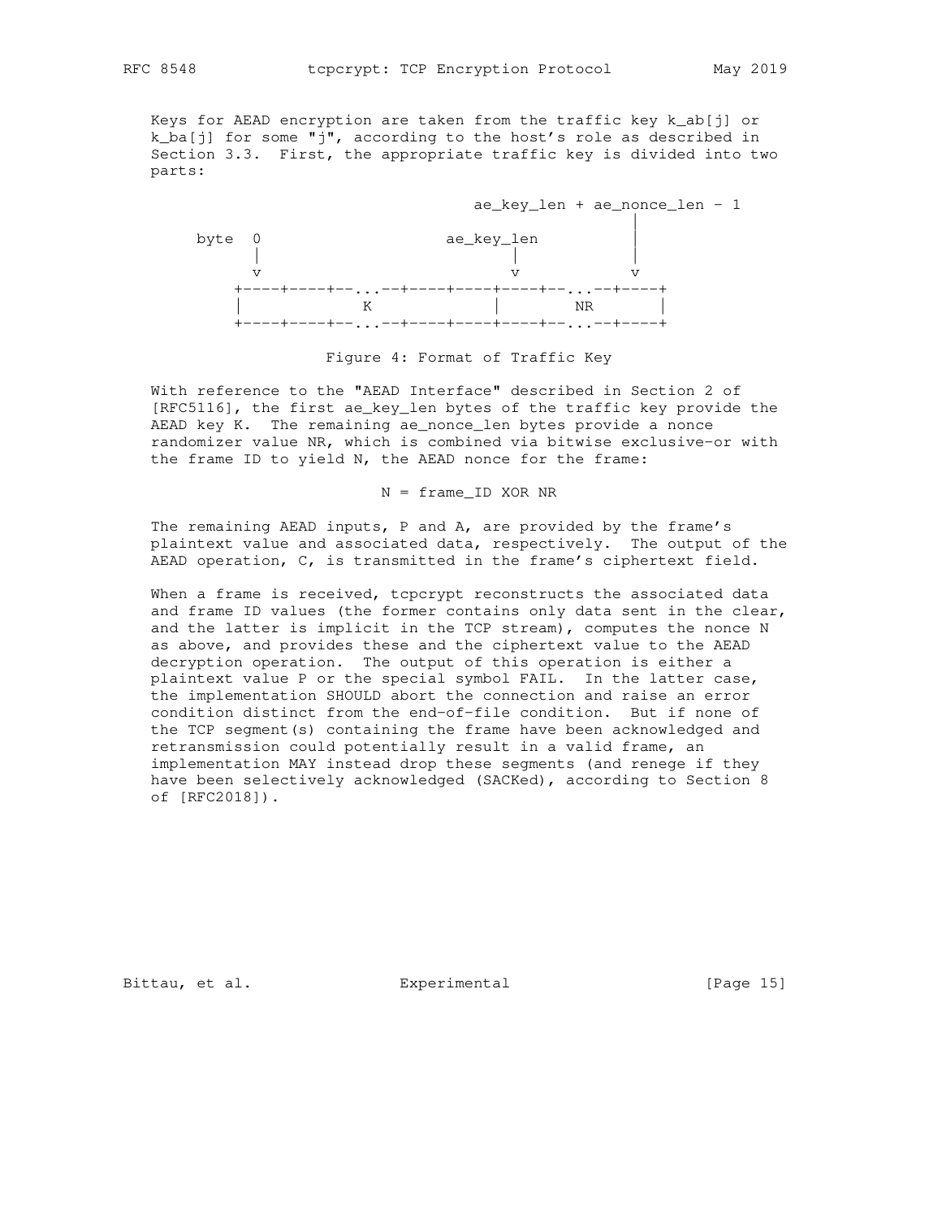Keys for AEAD encryption are taken from the traffic key k_ab[j] or k_ba[j] for some "j", according to the host's role as described in Section 3.3. First, the appropriate traffic key is divided into two parts:

```
                                   ae_key_len + ae_nonce_len - 1
                                                          |
     byte  0                  ae_key_len                  |
           |                       |                      |
           v                       v                      v
         +----+----+--...--+----+----+----+--...--+----+
         |            K             |        NR        |
         +----+----+--...--+----+----+----+--...--+----+
```

Figure 4: Format of Traffic Key

With reference to the "AEAD Interface" described in Section 2 of [RFC5116], the first ae_key_len bytes of the traffic key provide the AEAD key K. The remaining ae_nonce_len bytes provide a nonce randomizer value NR, which is combined via bitwise exclusive-or with the frame ID to yield N, the AEAD nonce for the frame:

N = frame_ID XOR NR

The remaining AEAD inputs, P and A, are provided by the frame's plaintext value and associated data, respectively. The output of the AEAD operation, C, is transmitted in the frame's ciphertext field.

When a frame is received, tcpcrypt reconstructs the associated data and frame ID values (the former contains only data sent in the clear, and the latter is implicit in the TCP stream), computes the nonce N as above, and provides these and the ciphertext value to the AEAD decryption operation. The output of this operation is either a plaintext value P or the special symbol FAIL. In the latter case, the implementation SHOULD abort the connection and raise an error condition distinct from the end-of-file condition. But if none of the TCP segment(s) containing the frame have been acknowledged and retransmission could potentially result in a valid frame, an implementation MAY instead drop these segments (and renege if they have been selectively acknowledged (SACKed), according to Section 8 of [RFC2018]).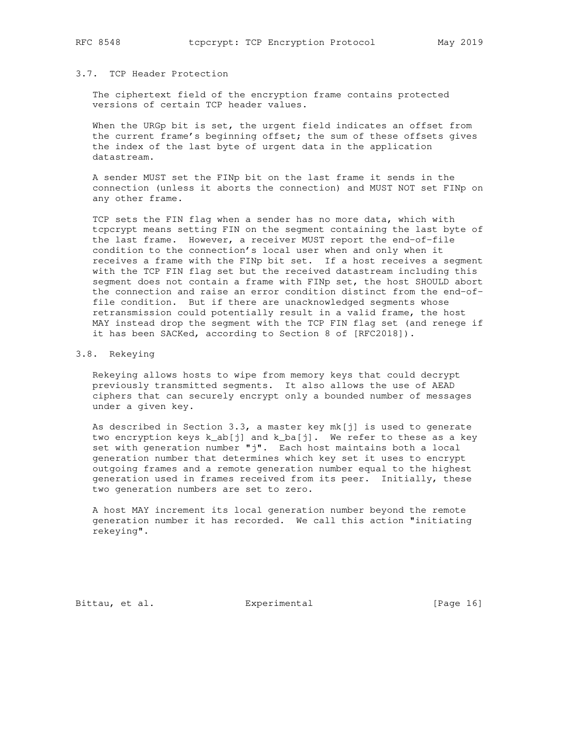### 3.7. TCP Header Protection

The ciphertext field of the encryption frame contains protected versions of certain TCP header values.

When the URGp bit is set, the urgent field indicates an offset from the current frame's beginning offset; the sum of these offsets gives the index of the last byte of urgent data in the application datastream.

A sender MUST set the FINp bit on the last frame it sends in the connection (unless it aborts the connection) and MUST NOT set FINp on any other frame.

TCP sets the FIN flag when a sender has no more data, which with tcpcrypt means setting FIN on the segment containing the last byte of the last frame. However, a receiver MUST report the end-of-file condition to the connection's local user when and only when it receives a frame with the FINp bit set. If a host receives a segment with the TCP FIN flag set but the received datastream including this segment does not contain a frame with FINp set, the host SHOULD abort the connection and raise an error condition distinct from the end-of-file condition. But if there are unacknowledged segments whose retransmission could potentially result in a valid frame, the host MAY instead drop the segment with the TCP FIN flag set (and renege if it has been SACKed, according to Section 8 of [RFC2018]).

### 3.8. Rekeying

Rekeying allows hosts to wipe from memory keys that could decrypt previously transmitted segments. It also allows the use of AEAD ciphers that can securely encrypt only a bounded number of messages under a given key.

As described in Section 3.3, a master key mk[j] is used to generate two encryption keys k_ab[j] and k_ba[j]. We refer to these as a key set with generation number "j". Each host maintains both a local generation number that determines which key set it uses to encrypt outgoing frames and a remote generation number equal to the highest generation used in frames received from its peer. Initially, these two generation numbers are set to zero.

A host MAY increment its local generation number beyond the remote generation number it has recorded. We call this action "initiating rekeying".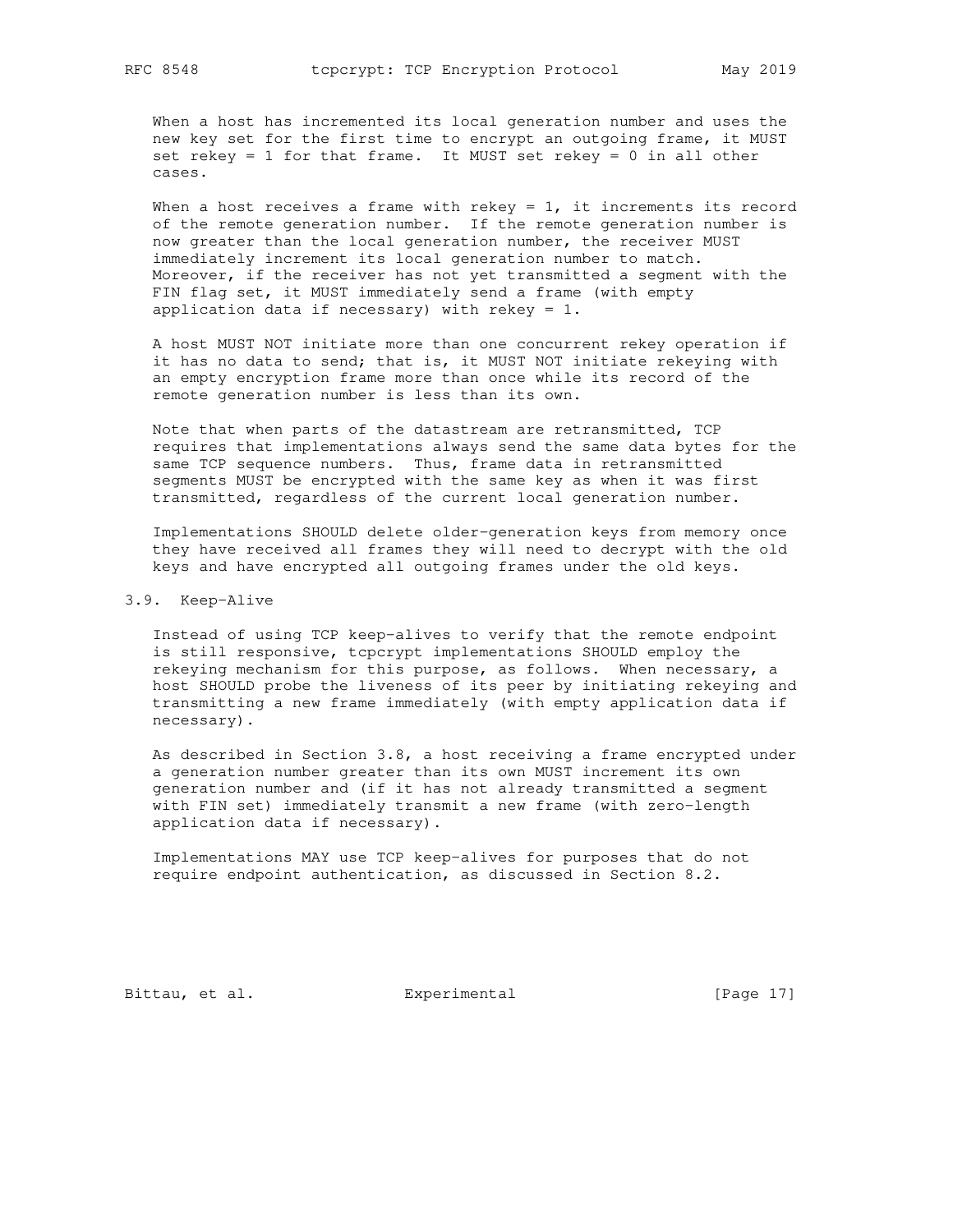When a host has incremented its local generation number and uses the new key set for the first time to encrypt an outgoing frame, it MUST set rekey = 1 for that frame. It MUST set rekey = 0 in all other cases.

When a host receives a frame with rekey = 1, it increments its record of the remote generation number. If the remote generation number is now greater than the local generation number, the receiver MUST immediately increment its local generation number to match. Moreover, if the receiver has not yet transmitted a segment with the FIN flag set, it MUST immediately send a frame (with empty application data if necessary) with rekey = 1.

A host MUST NOT initiate more than one concurrent rekey operation if it has no data to send; that is, it MUST NOT initiate rekeying with an empty encryption frame more than once while its record of the remote generation number is less than its own.

Note that when parts of the datastream are retransmitted, TCP requires that implementations always send the same data bytes for the same TCP sequence numbers. Thus, frame data in retransmitted segments MUST be encrypted with the same key as when it was first transmitted, regardless of the current local generation number.

Implementations SHOULD delete older-generation keys from memory once they have received all frames they will need to decrypt with the old keys and have encrypted all outgoing frames under the old keys.

### 3.9. Keep-Alive

Instead of using TCP keep-alives to verify that the remote endpoint is still responsive, tcpcrypt implementations SHOULD employ the rekeying mechanism for this purpose, as follows. When necessary, a host SHOULD probe the liveness of its peer by initiating rekeying and transmitting a new frame immediately (with empty application data if necessary).

As described in Section 3.8, a host receiving a frame encrypted under a generation number greater than its own MUST increment its own generation number and (if it has not already transmitted a segment with FIN set) immediately transmit a new frame (with zero-length application data if necessary).

Implementations MAY use TCP keep-alives for purposes that do not require endpoint authentication, as discussed in Section 8.2.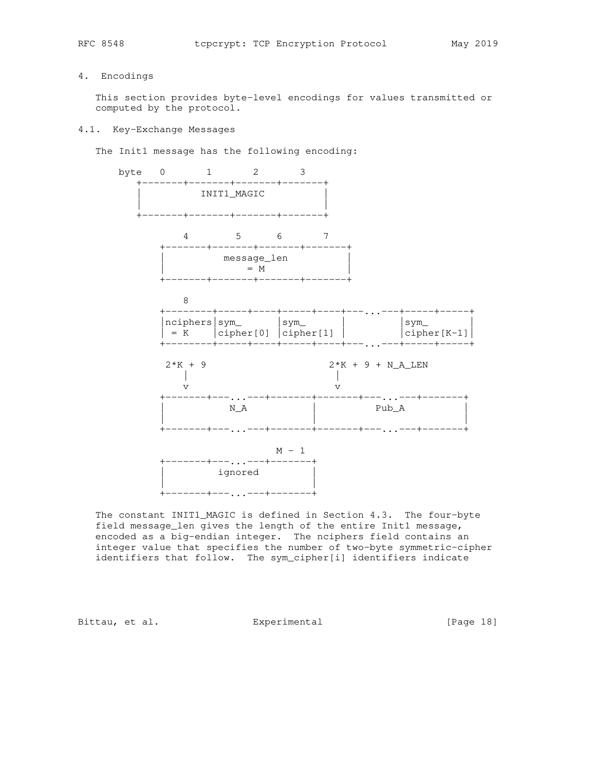## 4. Encodings

This section provides byte-level encodings for values transmitted or computed by the protocol.

### 4.1. Key-Exchange Messages

The Init1 message has the following encoding:

```
    byte   0       1       2       3
       +-------+-------+-------+-------+
       |          INIT1_MAGIC          |
       |                               |
       +-------+-------+-------+-------+

            4        5      6       7
          +-------+-------+-------+-------+
          |          message_len          |
          |              = M              |
          +-------+-------+-------+-------+

            8
          +--------+-----+----+-----+----+---...---+-----+-----+
          |nciphers|sym_      |sym_      |         |sym_       |
          | = K    |cipher[0] |cipher[1] |         |cipher[K-1]|
          +--------+-----+----+-----+----+---...---+-----+-----+

           2*K + 9                     2*K + 9 + N_A_LEN
             |                           |
             v                           v
          +-------+---...---+-------+-------+---...---+-------+
          |           N_A           |          Pub_A          |
          |                         |                         |
          +-------+---...---+-------+-------+---...---+-------+

                              M - 1
          +-------+---...---+-------+
          |        ignored          |
          |                         |
          +-------+---...---+-------+
```

The constant INIT1_MAGIC is defined in Section 4.3. The four-byte field message_len gives the length of the entire Init1 message, encoded as a big-endian integer. The nciphers field contains an integer value that specifies the number of two-byte symmetric-cipher identifiers that follow. The sym_cipher[i] identifiers indicate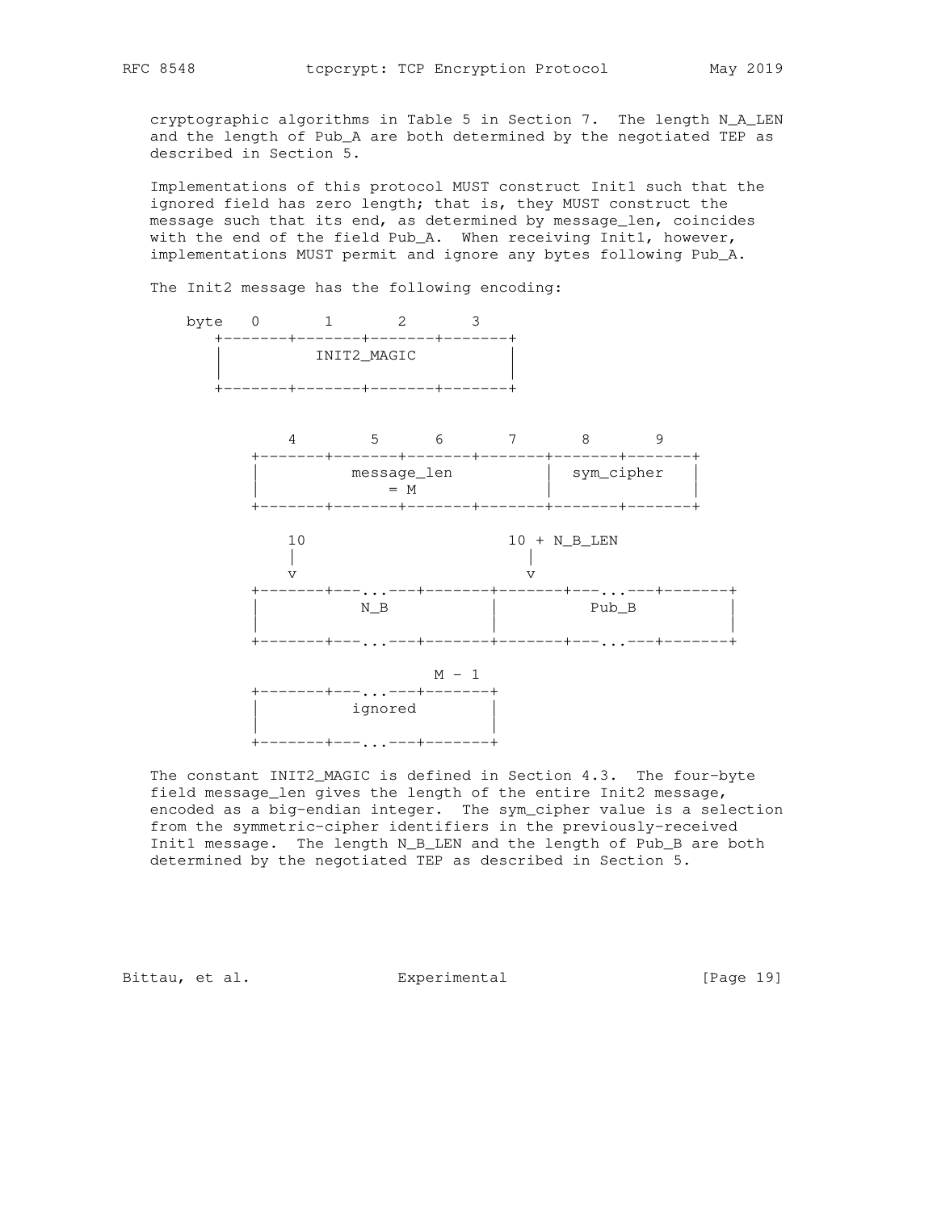cryptographic algorithms in Table 5 in Section 7. The length N_A_LEN and the length of Pub_A are both determined by the negotiated TEP as described in Section 5.

Implementations of this protocol MUST construct Init1 such that the ignored field has zero length; that is, they MUST construct the message such that its end, as determined by message_len, coincides with the end of the field Pub_A. When receiving Init1, however, implementations MUST permit and ignore any bytes following Pub_A.

The Init2 message has the following encoding:

```
    byte   0       1       2       3
       +-------+-------+-------+-------+
       |          INIT2_MAGIC          |
       |                               |
       +-------+-------+-------+-------+


            4       5       6       7       8       9
        +-------+-------+-------+-------+-------+-------+
        |          message_len          |  sym_cipher   |
        |              = M              |               |
        +-------+-------+-------+-------+-------+-------+

            10                     10 + N_B_LEN
            |                        |
            v                        v
        +-------+---...---+-------+-------+---...---+-------+
        |          N_B            |          Pub_B          |
        |                         |                         |
        +-------+---...---+-------+-------+---...---+-------+

                                M - 1
        +-------+---...---+-------+
        |         ignored         |
        |                         |
        +-------+---...---+-------+
```

The constant INIT2_MAGIC is defined in Section 4.3. The four-byte field message_len gives the length of the entire Init2 message, encoded as a big-endian integer. The sym_cipher value is a selection from the symmetric-cipher identifiers in the previously-received Init1 message. The length N_B_LEN and the length of Pub_B are both determined by the negotiated TEP as described in Section 5.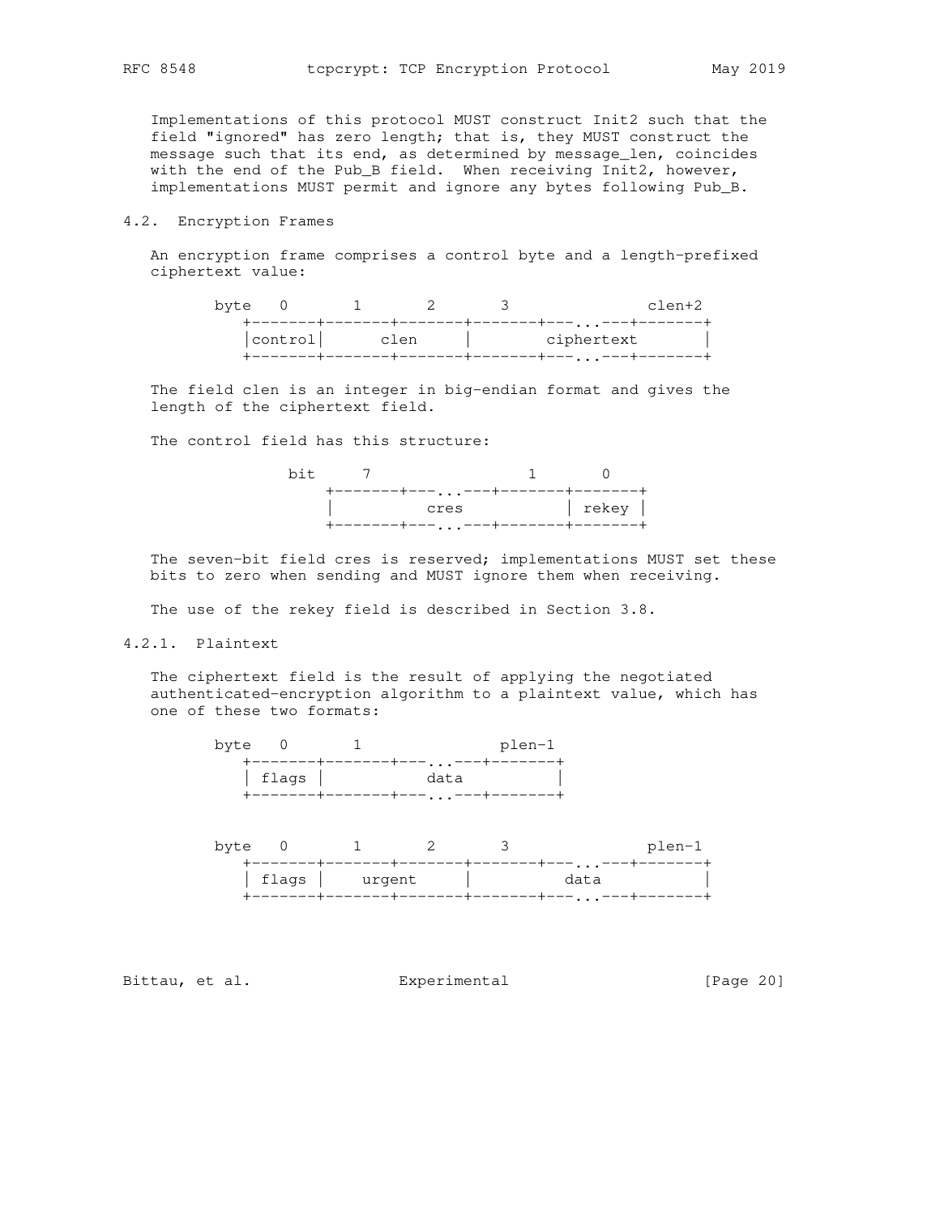Implementations of this protocol MUST construct Init2 such that the field "ignored" has zero length; that is, they MUST construct the message such that its end, as determined by message_len, coincides with the end of the Pub_B field. When receiving Init2, however, implementations MUST permit and ignore any bytes following Pub_B.

### 4.2. Encryption Frames

An encryption frame comprises a control byte and a length-prefixed ciphertext value:

```
byte   0       1       2       3               clen+2
   +-------+-------+-------+-------+---...---+-------+
   |control|     clen      |        ciphertext       |
   +-------+-------+-------+-------+---...---+-------+
```

The field clen is an integer in big-endian format and gives the length of the ciphertext field.

The control field has this structure:

```
bit     7               1       0
    +-------+---...---+-------+-------+
    |          cres           | rekey |
    +-------+---...---+-------+-------+
```

The seven-bit field cres is reserved; implementations MUST set these bits to zero when sending and MUST ignore them when receiving.

The use of the rekey field is described in Section 3.8.

#### 4.2.1. Plaintext

The ciphertext field is the result of applying the negotiated authenticated-encryption algorithm to a plaintext value, which has one of these two formats:

```
byte   0       1               plen-1
   +-------+-------+---...---+-------+
   | flags |          data           |
   +-------+-------+---...---+-------+


byte   0       1       2       3               plen-1
   +-------+-------+-------+-------+---...---+-------+
   | flags |    urgent     |           data          |
   +-------+-------+-------+-------+---...---+-------+
```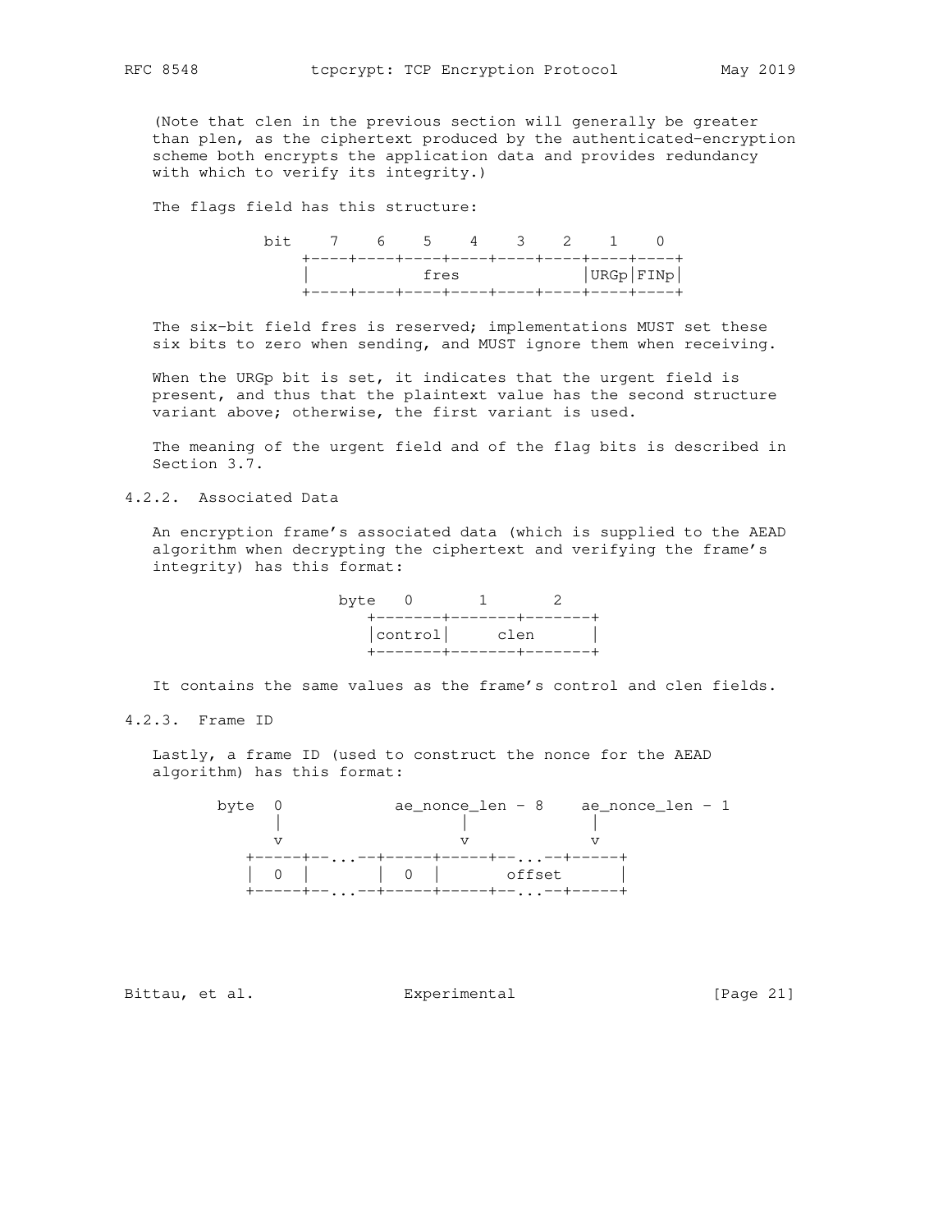(Note that clen in the previous section will generally be greater than plen, as the ciphertext produced by the authenticated-encryption scheme both encrypts the application data and provides redundancy with which to verify its integrity.)

The flags field has this structure:

```
            bit    7    6    5    4    3    2    1    0
                +----+----+----+----+----+----+----+----+
                |              fres             |URGp|FINp|
                +----+----+----+----+----+----+----+----+
```

The six-bit field fres is reserved; implementations MUST set these six bits to zero when sending, and MUST ignore them when receiving.

When the URGp bit is set, it indicates that the urgent field is present, and thus that the plaintext value has the second structure variant above; otherwise, the first variant is used.

The meaning of the urgent field and of the flag bits is described in Section 3.7.

### 4.2.2. Associated Data

An encryption frame's associated data (which is supplied to the AEAD algorithm when decrypting the ciphertext and verifying the frame's integrity) has this format:

```
                    byte   0       1       2
                        +-------+-------+-------+
                        |control|     clen      |
                        +-------+-------+-------+
```

It contains the same values as the frame's control and clen fields.

### 4.2.3. Frame ID

Lastly, a frame ID (used to construct the nonce for the AEAD algorithm) has this format:

```
       byte  0           ae_nonce_len - 8    ae_nonce_len - 1
             |                  |                 |
             v                  v                 v
         +-----+--...--+-----+-----+--...--+-----+
         |  0  |       |  0  |       offset      |
         +-----+--...--+-----+-----+--...--+-----+
```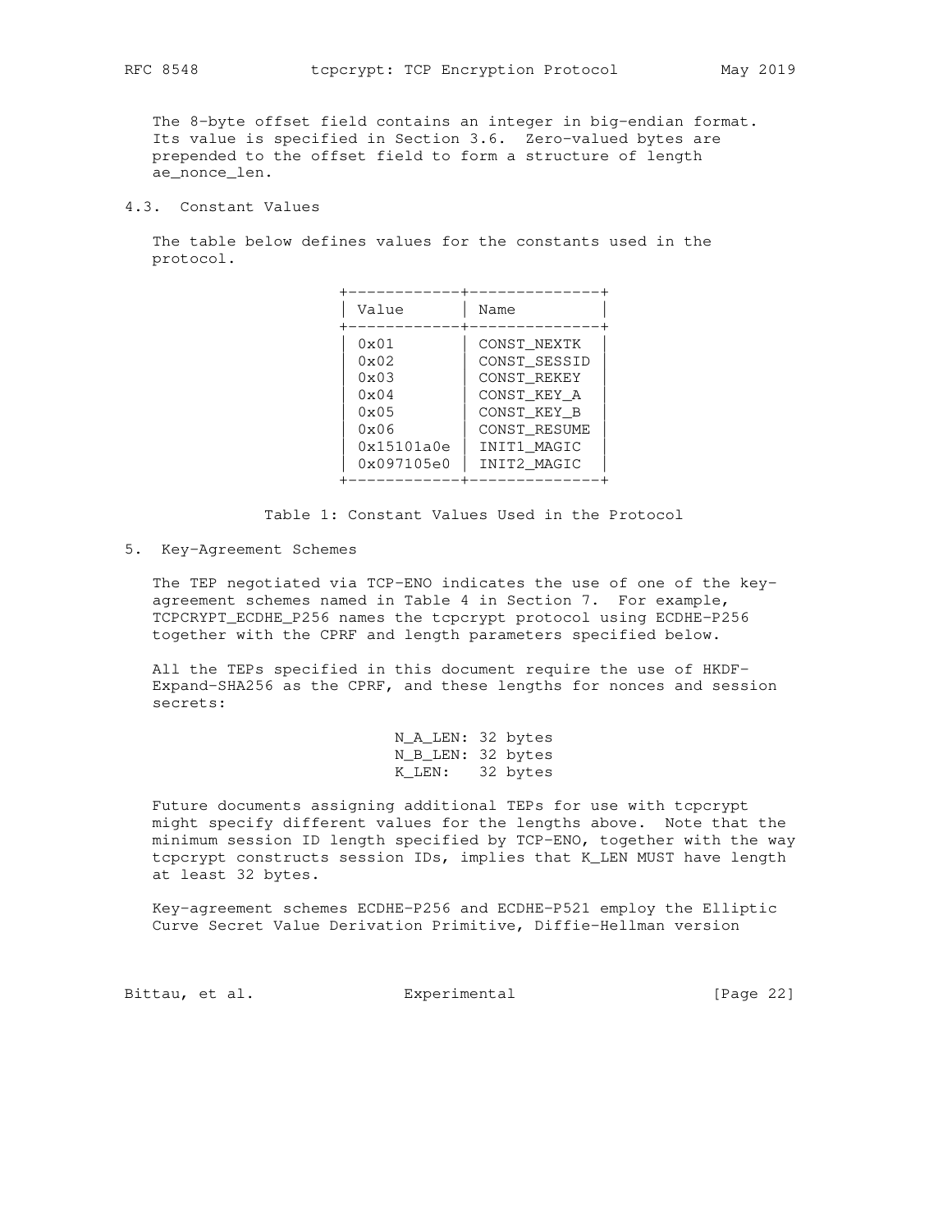The 8-byte offset field contains an integer in big-endian format. Its value is specified in Section 3.6. Zero-valued bytes are prepended to the offset field to form a structure of length ae_nonce_len.

### 4.3. Constant Values

The table below defines values for the constants used in the protocol.

| Value | Name |
|---|---|
| 0x01 | CONST_NEXTK |
| 0x02 | CONST_SESSID |
| 0x03 | CONST_REKEY |
| 0x04 | CONST_KEY_A |
| 0x05 | CONST_KEY_B |
| 0x06 | CONST_RESUME |
| 0x15101a0e | INIT1_MAGIC |
| 0x097105e0 | INIT2_MAGIC |

Table 1: Constant Values Used in the Protocol

## 5. Key-Agreement Schemes

The TEP negotiated via TCP-ENO indicates the use of one of the key-agreement schemes named in Table 4 in Section 7. For example, TCPCRYPT_ECDHE_P256 names the tcpcrypt protocol using ECDHE-P256 together with the CPRF and length parameters specified below.

All the TEPs specified in this document require the use of HKDF-Expand-SHA256 as the CPRF, and these lengths for nonces and session secrets:

```
N_A_LEN: 32 bytes
N_B_LEN: 32 bytes
K_LEN:   32 bytes
```

Future documents assigning additional TEPs for use with tcpcrypt might specify different values for the lengths above. Note that the minimum session ID length specified by TCP-ENO, together with the way tcpcrypt constructs session IDs, implies that K_LEN MUST have length at least 32 bytes.

Key-agreement schemes ECDHE-P256 and ECDHE-P521 employ the Elliptic Curve Secret Value Derivation Primitive, Diffie-Hellman version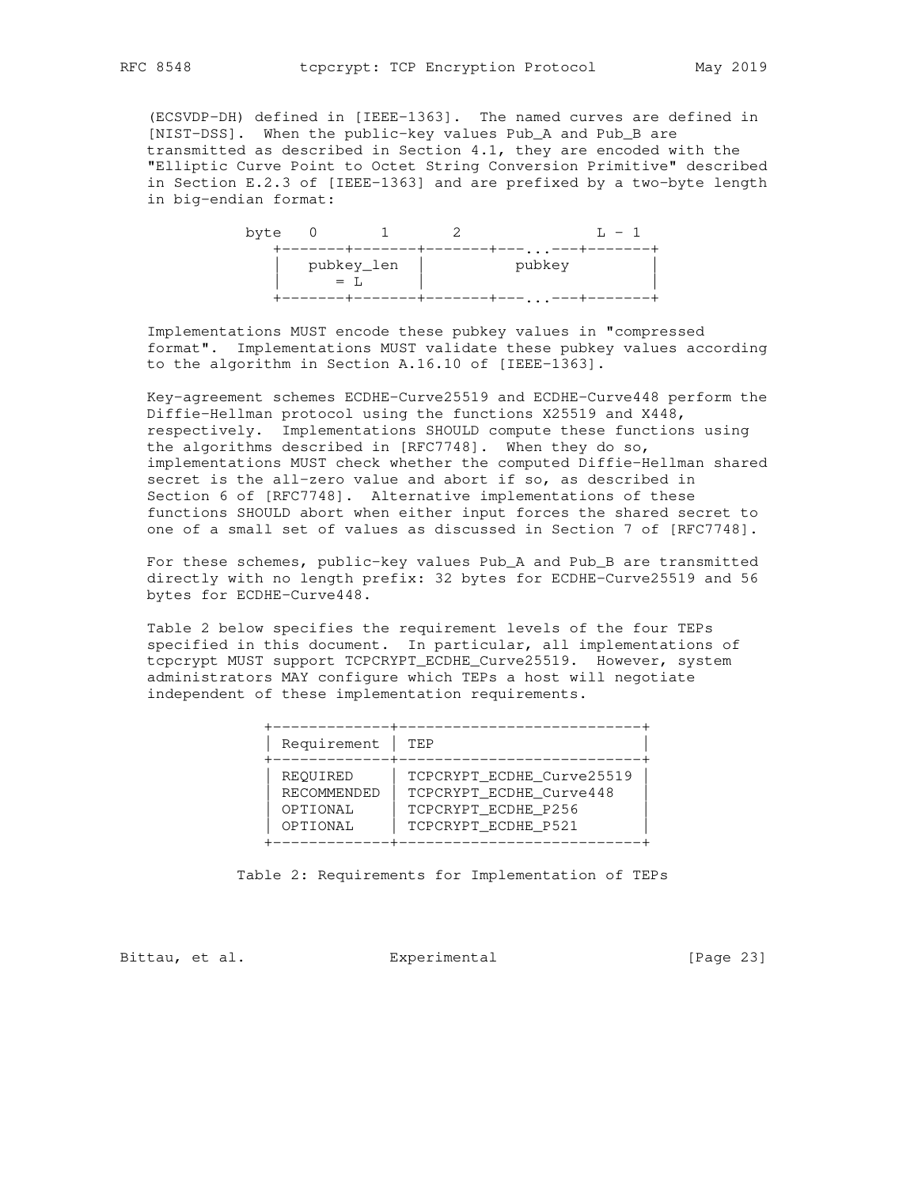(ECSVDP-DH) defined in [IEEE-1363]. The named curves are defined in [NIST-DSS]. When the public-key values Pub_A and Pub_B are transmitted as described in Section 4.1, they are encoded with the "Elliptic Curve Point to Octet String Conversion Primitive" described in Section E.2.3 of [IEEE-1363] and are prefixed by a two-byte length in big-endian format:

```
byte   0       1       2               L - 1
    +-------+-------+-------+---...---+-------+
    |   pubkey_len  |          pubkey         |
    |      = L      |                         |
    +-------+-------+-------+---...---+-------+
```

Implementations MUST encode these pubkey values in "compressed format". Implementations MUST validate these pubkey values according to the algorithm in Section A.16.10 of [IEEE-1363].

Key-agreement schemes ECDHE-Curve25519 and ECDHE-Curve448 perform the Diffie-Hellman protocol using the functions X25519 and X448, respectively. Implementations SHOULD compute these functions using the algorithms described in [RFC7748]. When they do so, implementations MUST check whether the computed Diffie-Hellman shared secret is the all-zero value and abort if so, as described in Section 6 of [RFC7748]. Alternative implementations of these functions SHOULD abort when either input forces the shared secret to one of a small set of values as discussed in Section 7 of [RFC7748].

For these schemes, public-key values Pub_A and Pub_B are transmitted directly with no length prefix: 32 bytes for ECDHE-Curve25519 and 56 bytes for ECDHE-Curve448.

Table 2 below specifies the requirement levels of the four TEPs specified in this document. In particular, all implementations of tcpcrypt MUST support TCPCRYPT_ECDHE_Curve25519. However, system administrators MAY configure which TEPs a host will negotiate independent of these implementation requirements.

| Requirement | TEP |
|---|---|
| REQUIRED | TCPCRYPT_ECDHE_Curve25519 |
| RECOMMENDED | TCPCRYPT_ECDHE_Curve448 |
| OPTIONAL | TCPCRYPT_ECDHE_P256 |
| OPTIONAL | TCPCRYPT_ECDHE_P521 |

Table 2: Requirements for Implementation of TEPs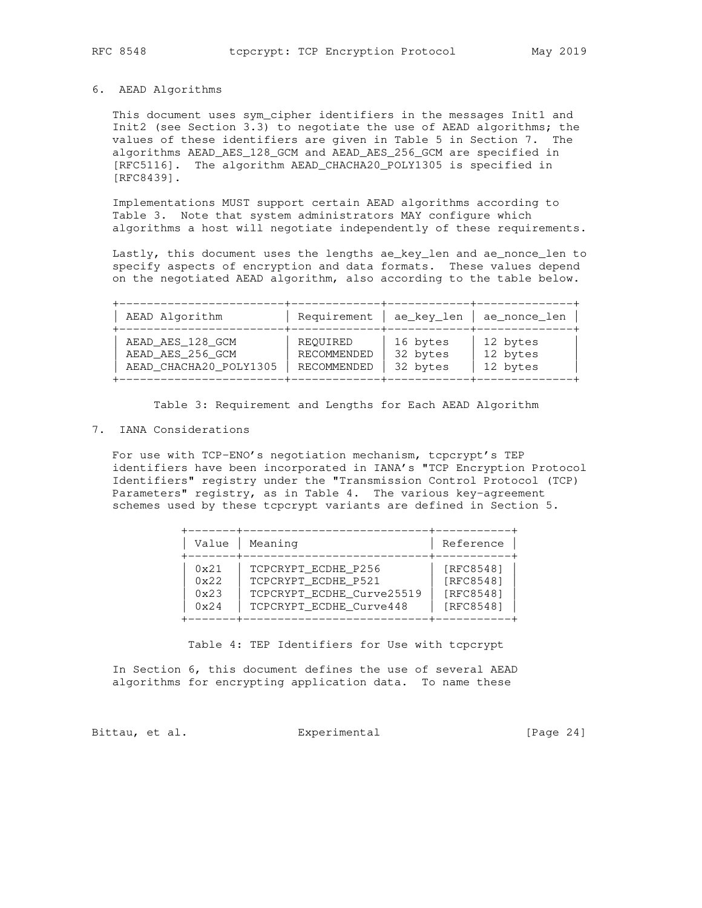## 6. AEAD Algorithms

This document uses sym_cipher identifiers in the messages Init1 and Init2 (see Section 3.3) to negotiate the use of AEAD algorithms; the values of these identifiers are given in Table 5 in Section 7. The algorithms AEAD_AES_128_GCM and AEAD_AES_256_GCM are specified in [RFC5116]. The algorithm AEAD_CHACHA20_POLY1305 is specified in [RFC8439].

Implementations MUST support certain AEAD algorithms according to Table 3. Note that system administrators MAY configure which algorithms a host will negotiate independently of these requirements.

Lastly, this document uses the lengths ae_key_len and ae_nonce_len to specify aspects of encryption and data formats. These values depend on the negotiated AEAD algorithm, also according to the table below.

| AEAD Algorithm | Requirement | ae_key_len | ae_nonce_len |
|---|---|---|---|
| AEAD_AES_128_GCM | REQUIRED | 16 bytes | 12 bytes |
| AEAD_AES_256_GCM | RECOMMENDED | 32 bytes | 12 bytes |
| AEAD_CHACHA20_POLY1305 | RECOMMENDED | 32 bytes | 12 bytes |

Table 3: Requirement and Lengths for Each AEAD Algorithm

## 7. IANA Considerations

For use with TCP-ENO's negotiation mechanism, tcpcrypt's TEP identifiers have been incorporated in IANA's "TCP Encryption Protocol Identifiers" registry under the "Transmission Control Protocol (TCP) Parameters" registry, as in Table 4. The various key-agreement schemes used by these tcpcrypt variants are defined in Section 5.

| Value | Meaning | Reference |
|---|---|---|
| 0x21 | TCPCRYPT_ECDHE_P256 | [RFC8548] |
| 0x22 | TCPCRYPT_ECDHE_P521 | [RFC8548] |
| 0x23 | TCPCRYPT_ECDHE_Curve25519 | [RFC8548] |
| 0x24 | TCPCRYPT_ECDHE_Curve448 | [RFC8548] |

Table 4: TEP Identifiers for Use with tcpcrypt

In Section 6, this document defines the use of several AEAD algorithms for encrypting application data. To name these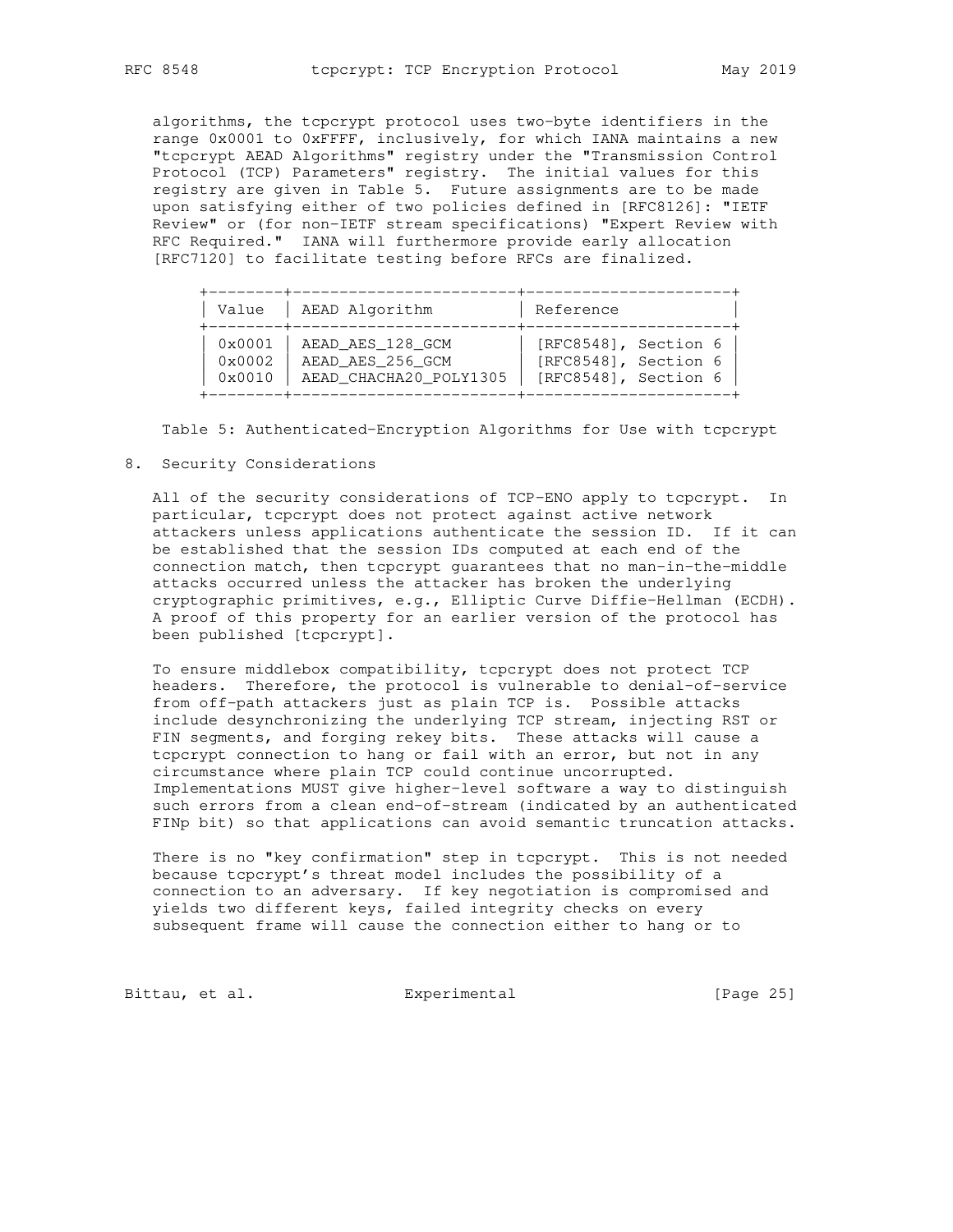algorithms, the tcpcrypt protocol uses two-byte identifiers in the range 0x0001 to 0xFFFF, inclusively, for which IANA maintains a new "tcpcrypt AEAD Algorithms" registry under the "Transmission Control Protocol (TCP) Parameters" registry. The initial values for this registry are given in Table 5. Future assignments are to be made upon satisfying either of two policies defined in [RFC8126]: "IETF Review" or (for non-IETF stream specifications) "Expert Review with RFC Required." IANA will furthermore provide early allocation [RFC7120] to facilitate testing before RFCs are finalized.

| Value | AEAD Algorithm | Reference |
|---|---|---|
| 0x0001 | AEAD_AES_128_GCM | [RFC8548], Section 6 |
| 0x0002 | AEAD_AES_256_GCM | [RFC8548], Section 6 |
| 0x0010 | AEAD_CHACHA20_POLY1305 | [RFC8548], Section 6 |

Table 5: Authenticated-Encryption Algorithms for Use with tcpcrypt

## 8. Security Considerations

All of the security considerations of TCP-ENO apply to tcpcrypt. In particular, tcpcrypt does not protect against active network attackers unless applications authenticate the session ID. If it can be established that the session IDs computed at each end of the connection match, then tcpcrypt guarantees that no man-in-the-middle attacks occurred unless the attacker has broken the underlying cryptographic primitives, e.g., Elliptic Curve Diffie-Hellman (ECDH). A proof of this property for an earlier version of the protocol has been published [tcpcrypt].

To ensure middlebox compatibility, tcpcrypt does not protect TCP headers. Therefore, the protocol is vulnerable to denial-of-service from off-path attackers just as plain TCP is. Possible attacks include desynchronizing the underlying TCP stream, injecting RST or FIN segments, and forging rekey bits. These attacks will cause a tcpcrypt connection to hang or fail with an error, but not in any circumstance where plain TCP could continue uncorrupted. Implementations MUST give higher-level software a way to distinguish such errors from a clean end-of-stream (indicated by an authenticated FINp bit) so that applications can avoid semantic truncation attacks.

There is no "key confirmation" step in tcpcrypt. This is not needed because tcpcrypt's threat model includes the possibility of a connection to an adversary. If key negotiation is compromised and yields two different keys, failed integrity checks on every subsequent frame will cause the connection either to hang or to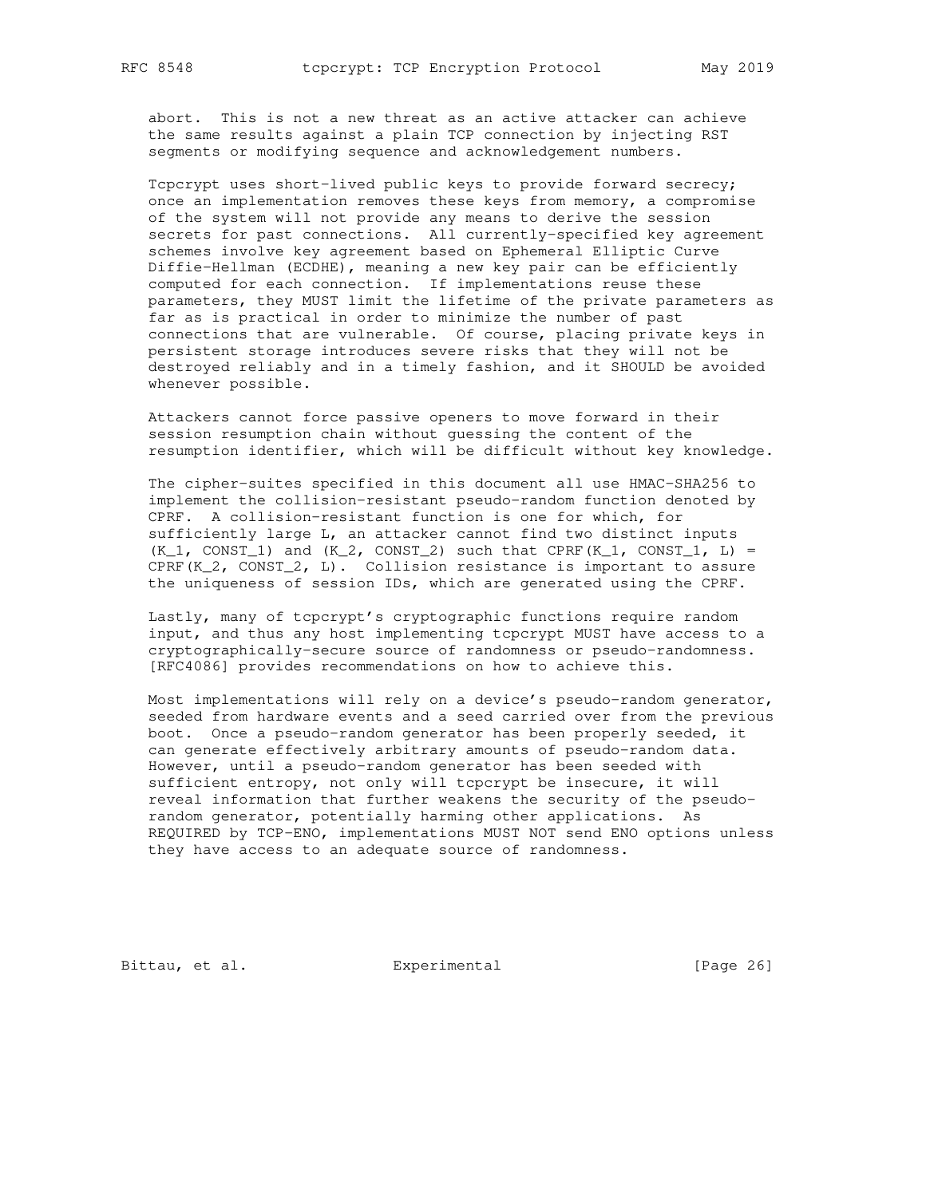abort. This is not a new threat as an active attacker can achieve the same results against a plain TCP connection by injecting RST segments or modifying sequence and acknowledgement numbers.

Tcpcrypt uses short-lived public keys to provide forward secrecy; once an implementation removes these keys from memory, a compromise of the system will not provide any means to derive the session secrets for past connections. All currently-specified key agreement schemes involve key agreement based on Ephemeral Elliptic Curve Diffie-Hellman (ECDHE), meaning a new key pair can be efficiently computed for each connection. If implementations reuse these parameters, they MUST limit the lifetime of the private parameters as far as is practical in order to minimize the number of past connections that are vulnerable. Of course, placing private keys in persistent storage introduces severe risks that they will not be destroyed reliably and in a timely fashion, and it SHOULD be avoided whenever possible.

Attackers cannot force passive openers to move forward in their session resumption chain without guessing the content of the resumption identifier, which will be difficult without key knowledge.

The cipher-suites specified in this document all use HMAC-SHA256 to implement the collision-resistant pseudo-random function denoted by CPRF. A collision-resistant function is one for which, for sufficiently large L, an attacker cannot find two distinct inputs (K_1, CONST_1) and (K_2, CONST_2) such that CPRF(K_1, CONST_1, L) = CPRF(K_2, CONST_2, L). Collision resistance is important to assure the uniqueness of session IDs, which are generated using the CPRF.

Lastly, many of tcpcrypt's cryptographic functions require random input, and thus any host implementing tcpcrypt MUST have access to a cryptographically-secure source of randomness or pseudo-randomness. [RFC4086] provides recommendations on how to achieve this.

Most implementations will rely on a device's pseudo-random generator, seeded from hardware events and a seed carried over from the previous boot. Once a pseudo-random generator has been properly seeded, it can generate effectively arbitrary amounts of pseudo-random data. However, until a pseudo-random generator has been seeded with sufficient entropy, not only will tcpcrypt be insecure, it will reveal information that further weakens the security of the pseudo-random generator, potentially harming other applications. As REQUIRED by TCP-ENO, implementations MUST NOT send ENO options unless they have access to an adequate source of randomness.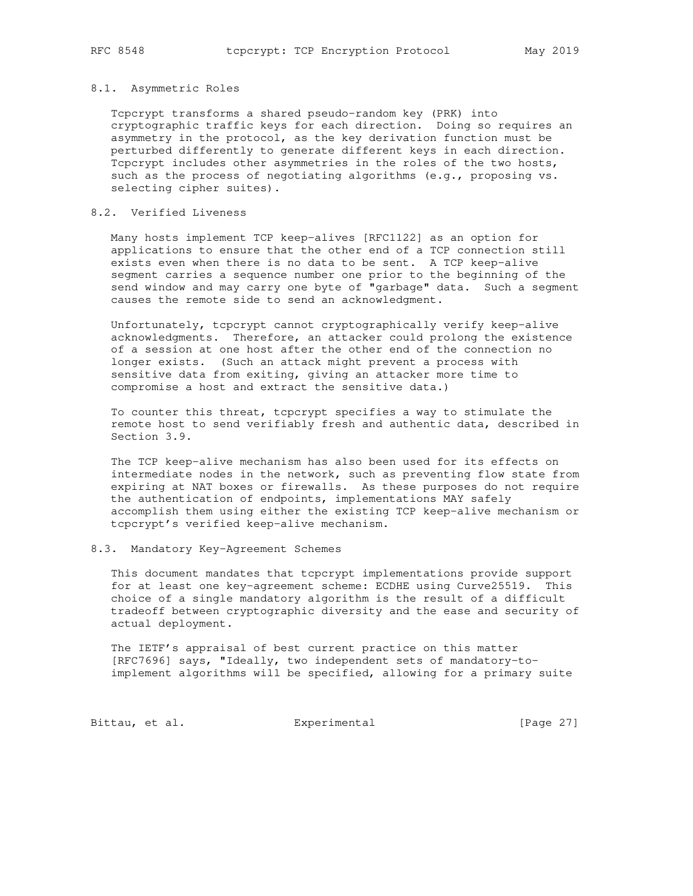### 8.1. Asymmetric Roles

Tcpcrypt transforms a shared pseudo-random key (PRK) into cryptographic traffic keys for each direction. Doing so requires an asymmetry in the protocol, as the key derivation function must be perturbed differently to generate different keys in each direction. Tcpcrypt includes other asymmetries in the roles of the two hosts, such as the process of negotiating algorithms (e.g., proposing vs. selecting cipher suites).

### 8.2. Verified Liveness

Many hosts implement TCP keep-alives [RFC1122] as an option for applications to ensure that the other end of a TCP connection still exists even when there is no data to be sent. A TCP keep-alive segment carries a sequence number one prior to the beginning of the send window and may carry one byte of "garbage" data. Such a segment causes the remote side to send an acknowledgment.

Unfortunately, tcpcrypt cannot cryptographically verify keep-alive acknowledgments. Therefore, an attacker could prolong the existence of a session at one host after the other end of the connection no longer exists. (Such an attack might prevent a process with sensitive data from exiting, giving an attacker more time to compromise a host and extract the sensitive data.)

To counter this threat, tcpcrypt specifies a way to stimulate the remote host to send verifiably fresh and authentic data, described in Section 3.9.

The TCP keep-alive mechanism has also been used for its effects on intermediate nodes in the network, such as preventing flow state from expiring at NAT boxes or firewalls. As these purposes do not require the authentication of endpoints, implementations MAY safely accomplish them using either the existing TCP keep-alive mechanism or tcpcrypt's verified keep-alive mechanism.

### 8.3. Mandatory Key-Agreement Schemes

This document mandates that tcpcrypt implementations provide support for at least one key-agreement scheme: ECDHE using Curve25519. This choice of a single mandatory algorithm is the result of a difficult tradeoff between cryptographic diversity and the ease and security of actual deployment.

The IETF's appraisal of best current practice on this matter [RFC7696] says, "Ideally, two independent sets of mandatory-to-implement algorithms will be specified, allowing for a primary suite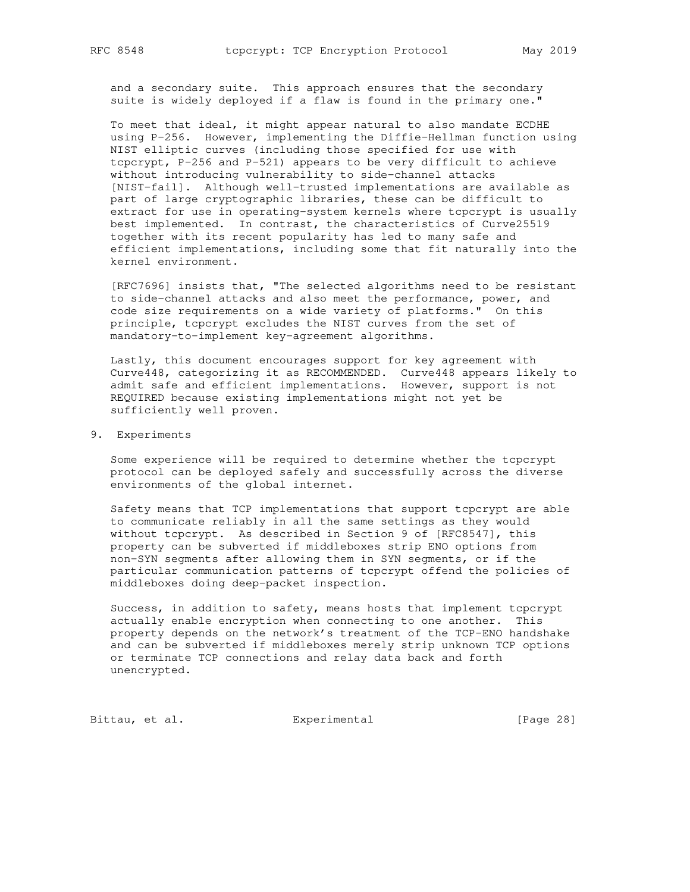and a secondary suite. This approach ensures that the secondary suite is widely deployed if a flaw is found in the primary one."

To meet that ideal, it might appear natural to also mandate ECDHE using P-256. However, implementing the Diffie-Hellman function using NIST elliptic curves (including those specified for use with tcpcrypt, P-256 and P-521) appears to be very difficult to achieve without introducing vulnerability to side-channel attacks [NIST-fail]. Although well-trusted implementations are available as part of large cryptographic libraries, these can be difficult to extract for use in operating-system kernels where tcpcrypt is usually best implemented. In contrast, the characteristics of Curve25519 together with its recent popularity has led to many safe and efficient implementations, including some that fit naturally into the kernel environment.

[RFC7696] insists that, "The selected algorithms need to be resistant to side-channel attacks and also meet the performance, power, and code size requirements on a wide variety of platforms." On this principle, tcpcrypt excludes the NIST curves from the set of mandatory-to-implement key-agreement algorithms.

Lastly, this document encourages support for key agreement with Curve448, categorizing it as RECOMMENDED. Curve448 appears likely to admit safe and efficient implementations. However, support is not REQUIRED because existing implementations might not yet be sufficiently well proven.

## 9. Experiments

Some experience will be required to determine whether the tcpcrypt protocol can be deployed safely and successfully across the diverse environments of the global internet.

Safety means that TCP implementations that support tcpcrypt are able to communicate reliably in all the same settings as they would without tcpcrypt. As described in Section 9 of [RFC8547], this property can be subverted if middleboxes strip ENO options from non-SYN segments after allowing them in SYN segments, or if the particular communication patterns of tcpcrypt offend the policies of middleboxes doing deep-packet inspection.

Success, in addition to safety, means hosts that implement tcpcrypt actually enable encryption when connecting to one another. This property depends on the network's treatment of the TCP-ENO handshake and can be subverted if middleboxes merely strip unknown TCP options or terminate TCP connections and relay data back and forth unencrypted.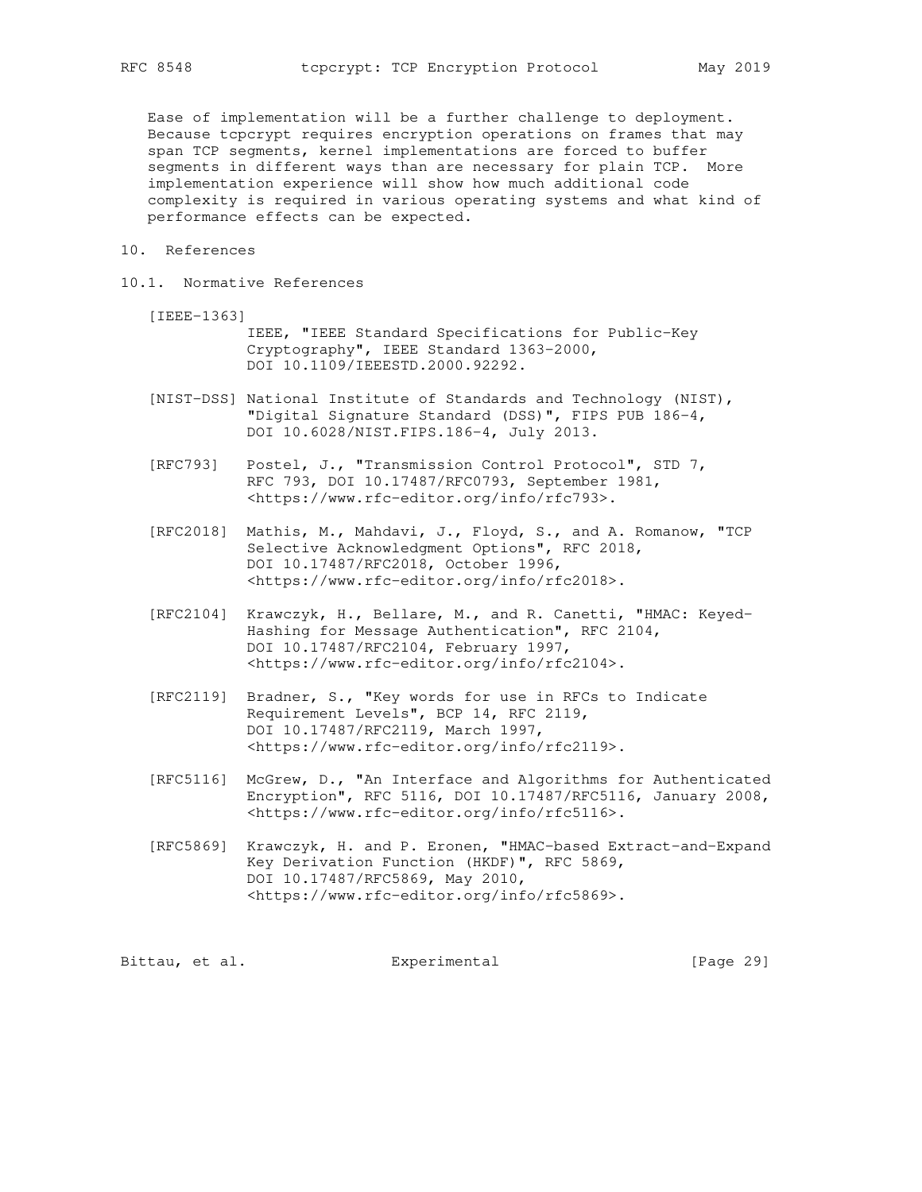Ease of implementation will be a further challenge to deployment. Because tcpcrypt requires encryption operations on frames that may span TCP segments, kernel implementations are forced to buffer segments in different ways than are necessary for plain TCP. More implementation experience will show how much additional code complexity is required in various operating systems and what kind of performance effects can be expected.

# 10. References

## 10.1. Normative References

[IEEE-1363]
IEEE, "IEEE Standard Specifications for Public-Key Cryptography", IEEE Standard 1363-2000, DOI 10.1109/IEEESTD.2000.92292.

[NIST-DSS] National Institute of Standards and Technology (NIST), "Digital Signature Standard (DSS)", FIPS PUB 186-4, DOI 10.6028/NIST.FIPS.186-4, July 2013.

[RFC793] Postel, J., "Transmission Control Protocol", STD 7, RFC 793, DOI 10.17487/RFC0793, September 1981, <https://www.rfc-editor.org/info/rfc793>.

[RFC2018] Mathis, M., Mahdavi, J., Floyd, S., and A. Romanow, "TCP Selective Acknowledgment Options", RFC 2018, DOI 10.17487/RFC2018, October 1996, <https://www.rfc-editor.org/info/rfc2018>.

[RFC2104] Krawczyk, H., Bellare, M., and R. Canetti, "HMAC: Keyed-Hashing for Message Authentication", RFC 2104, DOI 10.17487/RFC2104, February 1997, <https://www.rfc-editor.org/info/rfc2104>.

[RFC2119] Bradner, S., "Key words for use in RFCs to Indicate Requirement Levels", BCP 14, RFC 2119, DOI 10.17487/RFC2119, March 1997, <https://www.rfc-editor.org/info/rfc2119>.

[RFC5116] McGrew, D., "An Interface and Algorithms for Authenticated Encryption", RFC 5116, DOI 10.17487/RFC5116, January 2008, <https://www.rfc-editor.org/info/rfc5116>.

[RFC5869] Krawczyk, H. and P. Eronen, "HMAC-based Extract-and-Expand Key Derivation Function (HKDF)", RFC 5869, DOI 10.17487/RFC5869, May 2010, <https://www.rfc-editor.org/info/rfc5869>.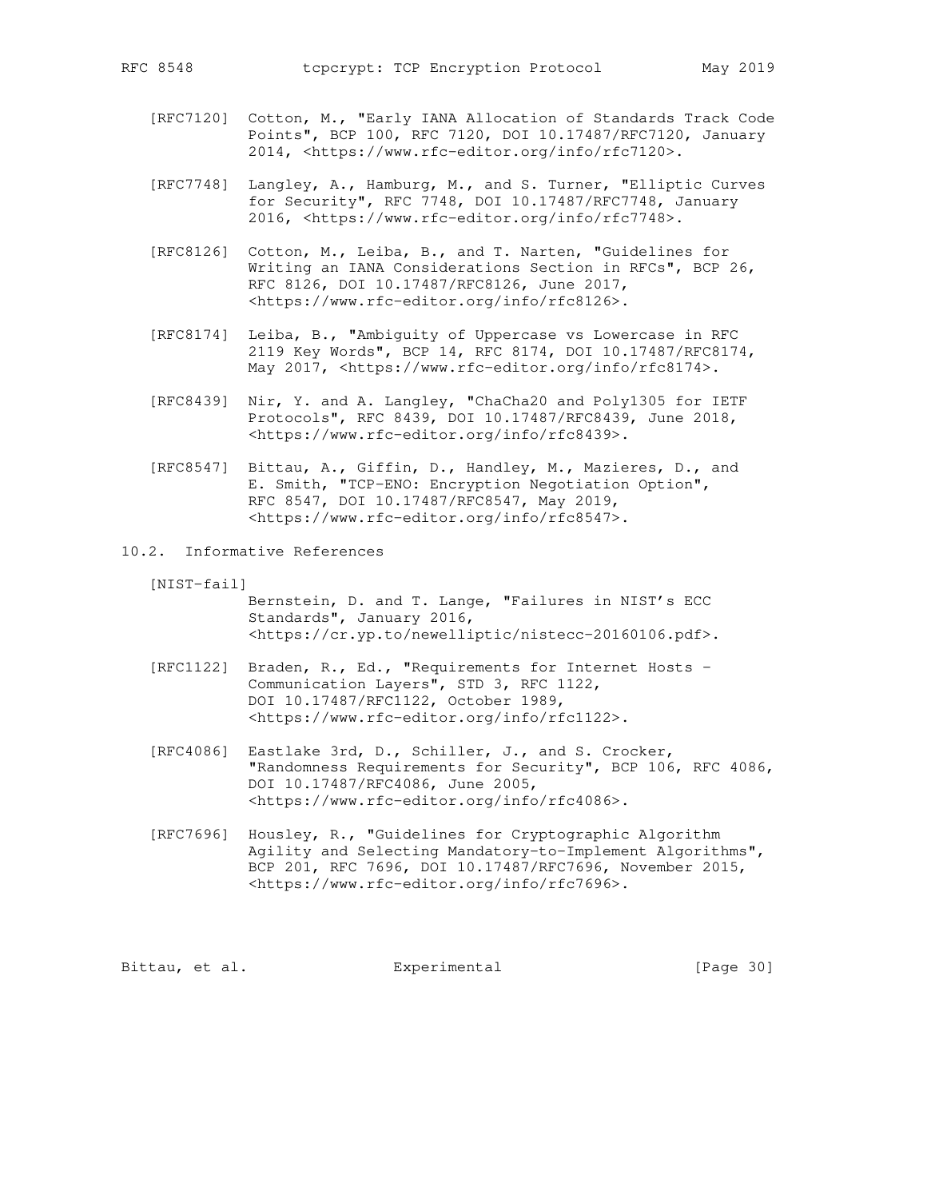[RFC7120] Cotton, M., "Early IANA Allocation of Standards Track Code Points", BCP 100, RFC 7120, DOI 10.17487/RFC7120, January 2014, <https://www.rfc-editor.org/info/rfc7120>.

[RFC7748] Langley, A., Hamburg, M., and S. Turner, "Elliptic Curves for Security", RFC 7748, DOI 10.17487/RFC7748, January 2016, <https://www.rfc-editor.org/info/rfc7748>.

[RFC8126] Cotton, M., Leiba, B., and T. Narten, "Guidelines for Writing an IANA Considerations Section in RFCs", BCP 26, RFC 8126, DOI 10.17487/RFC8126, June 2017, <https://www.rfc-editor.org/info/rfc8126>.

[RFC8174] Leiba, B., "Ambiguity of Uppercase vs Lowercase in RFC 2119 Key Words", BCP 14, RFC 8174, DOI 10.17487/RFC8174, May 2017, <https://www.rfc-editor.org/info/rfc8174>.

[RFC8439] Nir, Y. and A. Langley, "ChaCha20 and Poly1305 for IETF Protocols", RFC 8439, DOI 10.17487/RFC8439, June 2018, <https://www.rfc-editor.org/info/rfc8439>.

[RFC8547] Bittau, A., Giffin, D., Handley, M., Mazieres, D., and E. Smith, "TCP-ENO: Encryption Negotiation Option", RFC 8547, DOI 10.17487/RFC8547, May 2019, <https://www.rfc-editor.org/info/rfc8547>.

## 10.2. Informative References

[NIST-fail] Bernstein, D. and T. Lange, "Failures in NIST's ECC Standards", January 2016, <https://cr.yp.to/newelliptic/nistecc-20160106.pdf>.

[RFC1122] Braden, R., Ed., "Requirements for Internet Hosts - Communication Layers", STD 3, RFC 1122, DOI 10.17487/RFC1122, October 1989, <https://www.rfc-editor.org/info/rfc1122>.

[RFC4086] Eastlake 3rd, D., Schiller, J., and S. Crocker, "Randomness Requirements for Security", BCP 106, RFC 4086, DOI 10.17487/RFC4086, June 2005, <https://www.rfc-editor.org/info/rfc4086>.

[RFC7696] Housley, R., "Guidelines for Cryptographic Algorithm Agility and Selecting Mandatory-to-Implement Algorithms", BCP 201, RFC 7696, DOI 10.17487/RFC7696, November 2015, <https://www.rfc-editor.org/info/rfc7696>.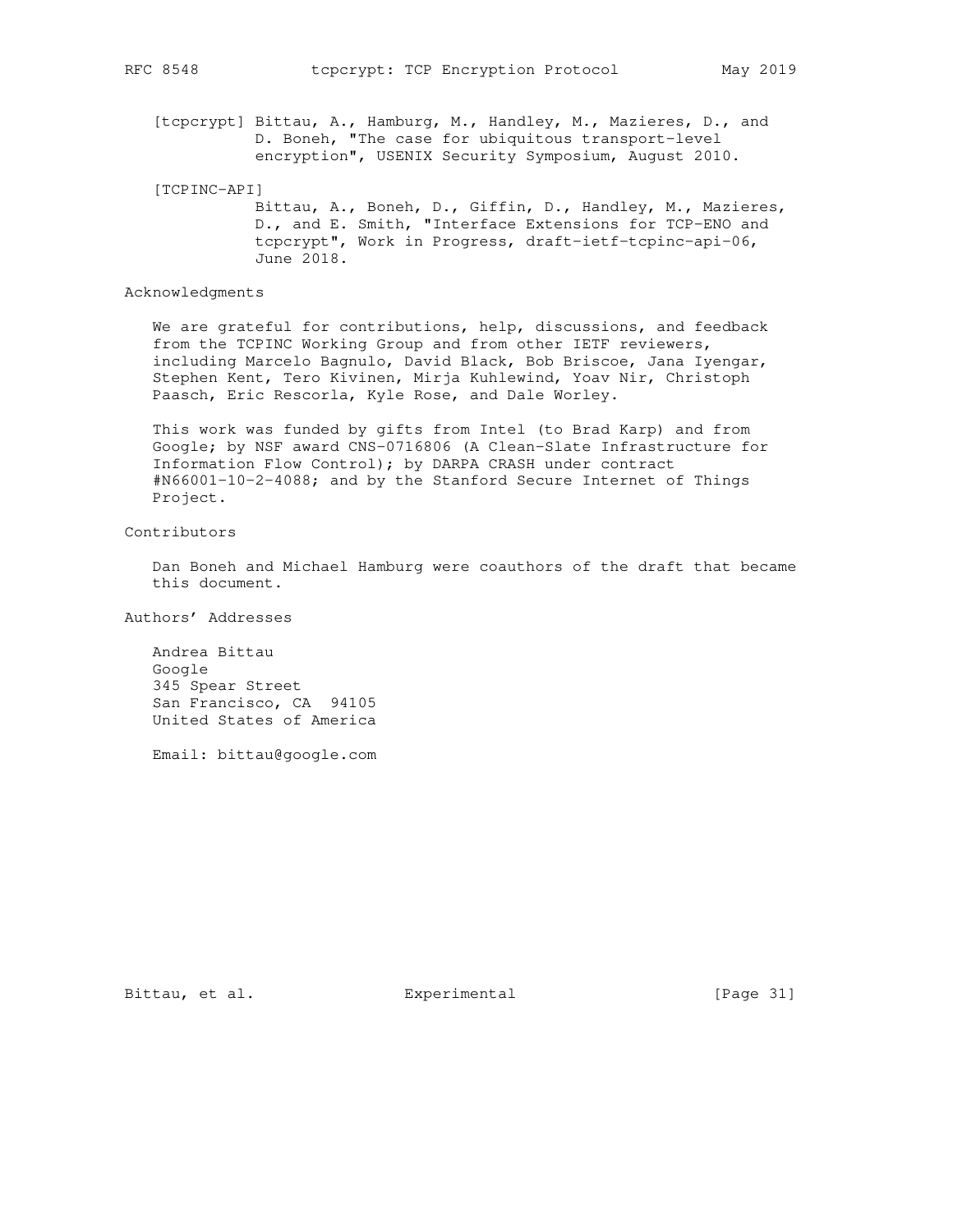[tcpcrypt] Bittau, A., Hamburg, M., Handley, M., Mazieres, D., and D. Boneh, "The case for ubiquitous transport-level encryption", USENIX Security Symposium, August 2010.

[TCPINC-API] Bittau, A., Boneh, D., Giffin, D., Handley, M., Mazieres, D., and E. Smith, "Interface Extensions for TCP-ENO and tcpcrypt", Work in Progress, draft-ietf-tcpinc-api-06, June 2018.

## Acknowledgments

We are grateful for contributions, help, discussions, and feedback from the TCPINC Working Group and from other IETF reviewers, including Marcelo Bagnulo, David Black, Bob Briscoe, Jana Iyengar, Stephen Kent, Tero Kivinen, Mirja Kuhlewind, Yoav Nir, Christoph Paasch, Eric Rescorla, Kyle Rose, and Dale Worley.

This work was funded by gifts from Intel (to Brad Karp) and from Google; by NSF award CNS-0716806 (A Clean-Slate Infrastructure for Information Flow Control); by DARPA CRASH under contract #N66001-10-2-4088; and by the Stanford Secure Internet of Things Project.

## Contributors

Dan Boneh and Michael Hamburg were coauthors of the draft that became this document.

## Authors' Addresses

Andrea Bittau
Google
345 Spear Street
San Francisco, CA 94105
United States of America

Email: bittau@google.com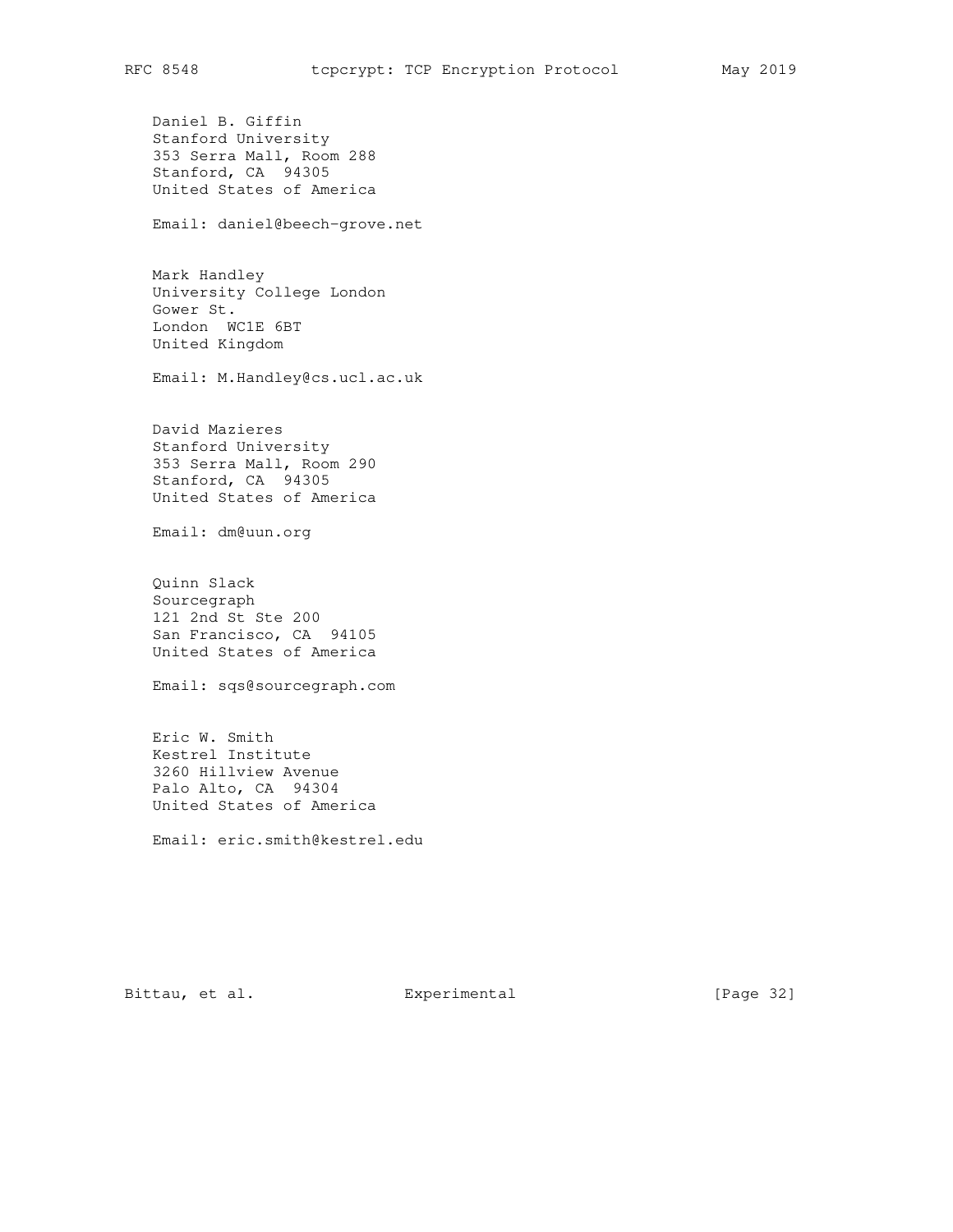Daniel B. Giffin
Stanford University
353 Serra Mall, Room 288
Stanford, CA 94305
United States of America

Email: daniel@beech-grove.net

Mark Handley
University College London
Gower St.
London WC1E 6BT
United Kingdom

Email: M.Handley@cs.ucl.ac.uk

David Mazieres
Stanford University
353 Serra Mall, Room 290
Stanford, CA 94305
United States of America

Email: dm@uun.org

Quinn Slack
Sourcegraph
121 2nd St Ste 200
San Francisco, CA 94105
United States of America

Email: sqs@sourcegraph.com

Eric W. Smith
Kestrel Institute
3260 Hillview Avenue
Palo Alto, CA 94304
United States of America

Email: eric.smith@kestrel.edu